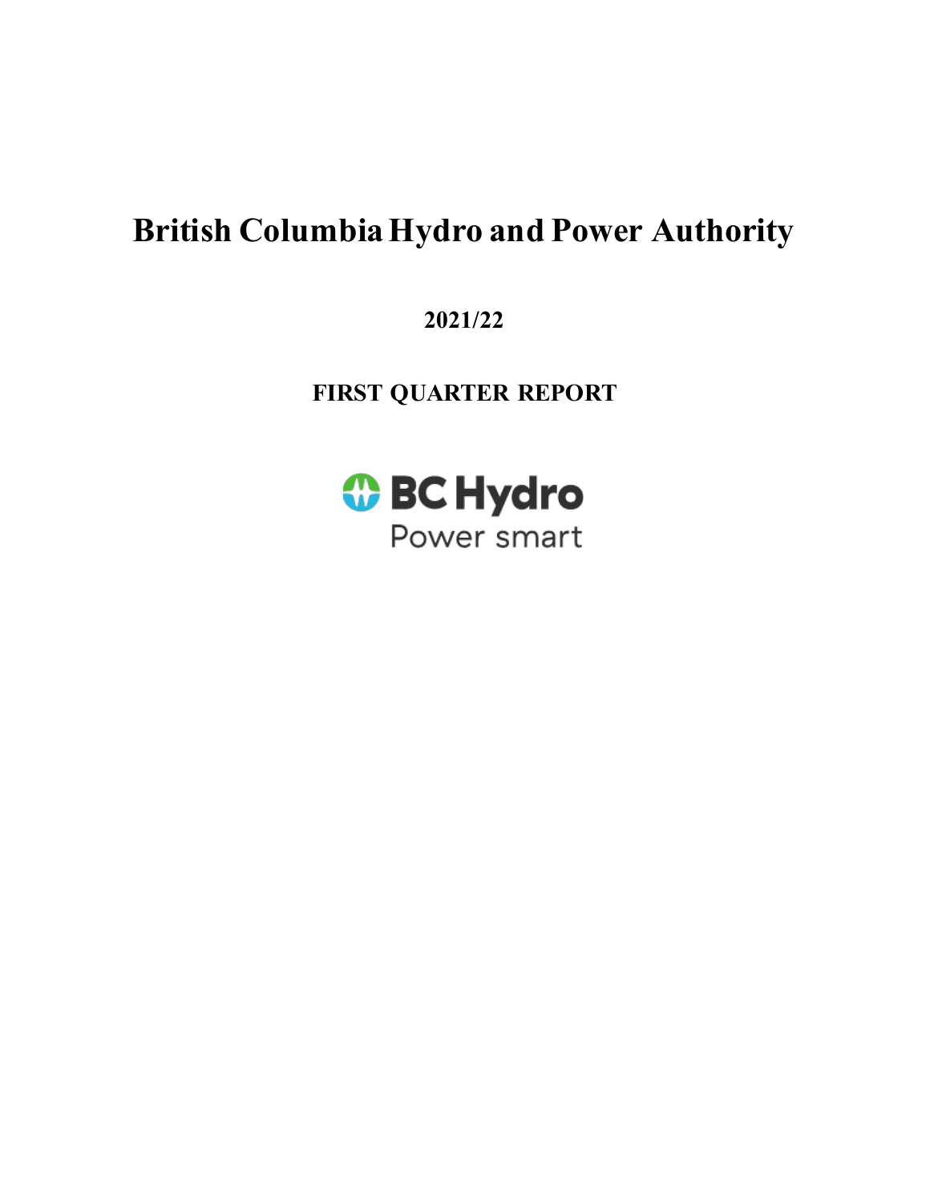# British Columbia Hydro and Power Authority

## 2021/22

## FIRST QUARTER REPORT

BC Hydro

Power smart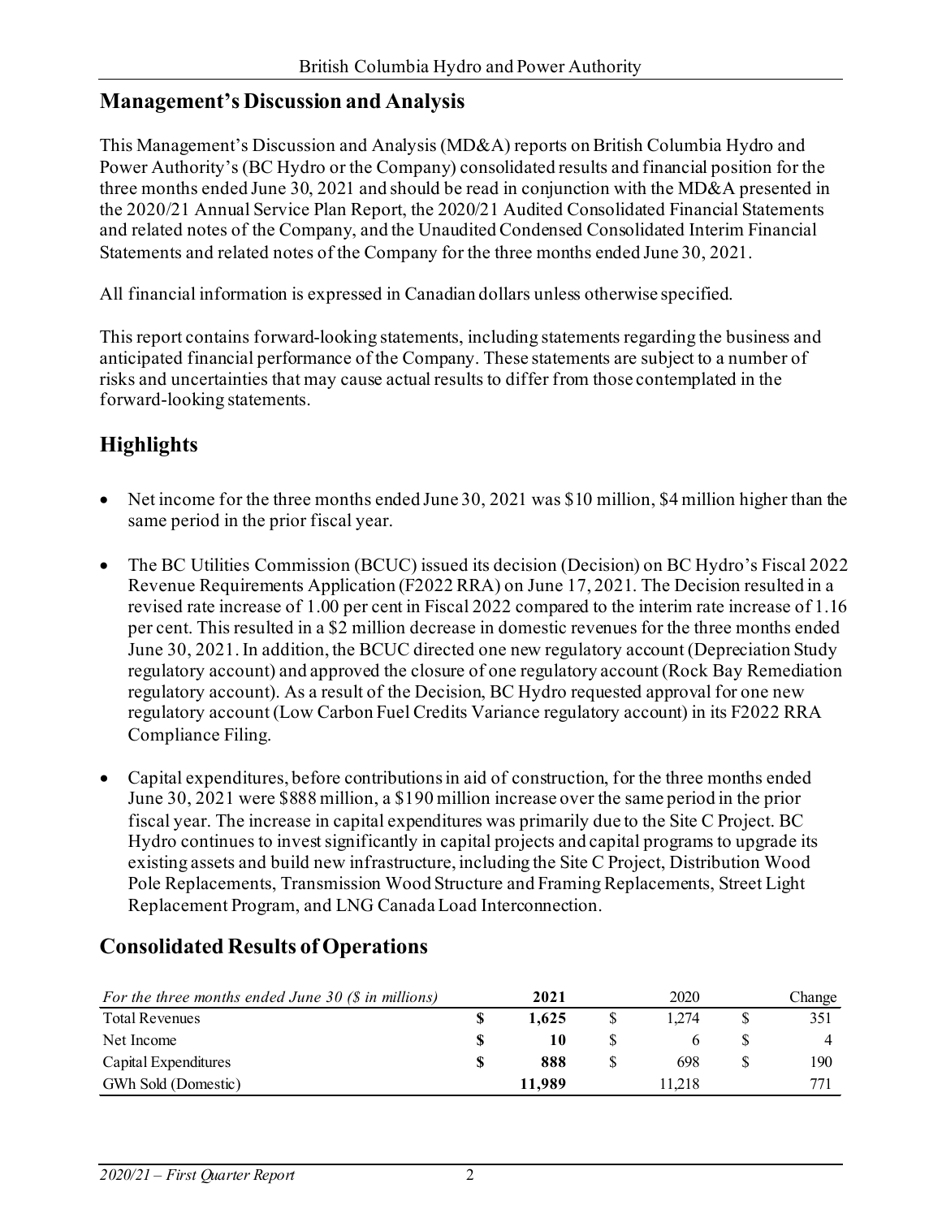## Management's Discussion and Analysis

This Management's Discussion and Analysis (MD&A) reports on British Columbia Hydro and Power Authority's (BC Hydro or the Company) consolidated results and financial position for the three months ended June 30, 2021 and should be read in conjunction with the MD&A presented in the 2020/21 Annual Service Plan Report, the 2020/21 Audited Consolidated Financial Statements and related notes of the Company, and the Unaudited Condensed Consolidated Interim Financial Statements and related notes of the Company for the three months ended June 30, 2021.

All financial information is expressed in Canadian dollars unless otherwise specified.

This report contains forward-looking statements, including statements regarding the business and anticipated financial performance of the Company. These statements are subject to a number of risks and uncertainties that may cause actual results to differ from those contemplated in the forward-looking statements.

## Highlights

- Net income for the three months ended June 30, 2021 was $10 million, $4 million higher than the same period in the prior fiscal year.
- The BC Utilities Commission (BCUC) issued its decision (Decision) on BC Hydro's Fiscal 2022 Revenue Requirements Application (F2022 RRA) on June 17, 2021. The Decision resulted in a revised rate increase of 1.00 per cent in Fiscal 2022 compared to the interim rate increase of 1.16 per cent. This resulted in a $2 million decrease in domestic revenues for the three months ended June 30, 2021. In addition, the BCUC directed one new regulatory account (Depreciation Study regulatory account) and approved the closure of one regulatory account (Rock Bay Remediation regulatory account). As a result of the Decision, BC Hydro requested approval for one new regulatory account (Low Carbon Fuel Credits Variance regulatory account) in its F2022 RRA Compliance Filing.
- Capital expenditures, before contributions in aid of construction, for the three months ended June 30, 2021 were $888 million, a $190 million increase over the same period in the prior fiscal year. The increase in capital expenditures was primarily due to the Site C Project. BC Hydro continues to invest significantly in capital projects and capital programs to upgrade its existing assets and build new infrastructure, including the Site C Project, Distribution Wood Pole Replacements, Transmission Wood Structure and Framing Replacements, Street Light Replacement Program, and LNG Canada Load Interconnection.

## Consolidated Results of Operations

| *For the three months ended June 30 ($ in millions)* | **2021** | 2020 | Change |
|---|---|---|---|
| Total Revenues | **$ 1,625** | $ 1,274 | $ 351 |
| Net Income | **$ 10** | $ 6 | $ 4 |
| Capital Expenditures | **$ 888** | $ 698 | $ 190 |
| GWh Sold (Domestic) | **11,989** | 11,218 | 771 |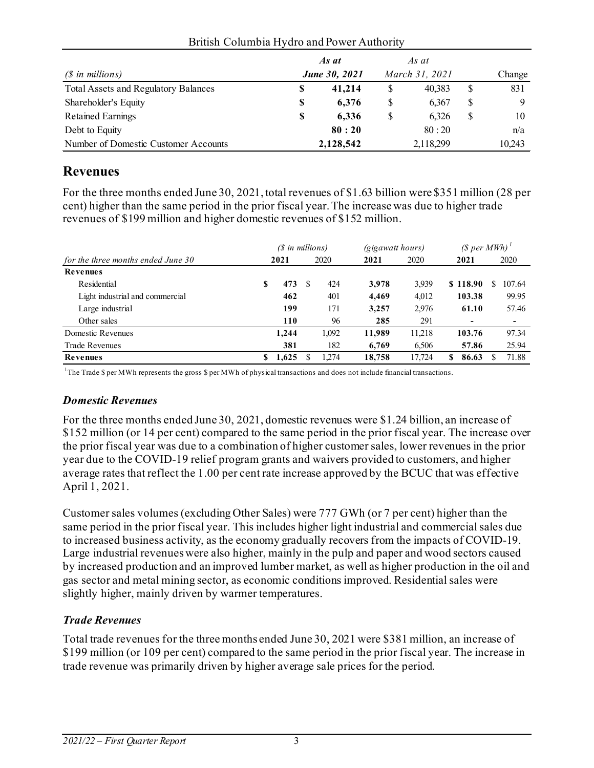British Columbia Hydro and Power Authority

| *($ in millions)* | ***As at June 30, 2021*** | *As at March 31, 2021* | Change |
|---|---|---|---|
| Total Assets and Regulatory Balances | **$ 41,214** | $ 40,383 | $ 831 |
| Shareholder's Equity | **$ 6,376** | $ 6,367 | $ 9 |
| Retained Earnings | **$ 6,336** | $ 6,326 | $ 10 |
| Debt to Equity | **80 : 20** | 80 : 20 | n/a |
| Number of Domestic Customer Accounts | **2,128,542** | 2,118,299 | 10,243 |

## Revenues

For the three months ended June 30, 2021, total revenues of $1.63 billion were $351 million (28 per cent) higher than the same period in the prior fiscal year. The increase was due to higher trade revenues of $199 million and higher domestic revenues of $152 million.

| | *($ in millions)* | | *(gigawatt hours)* | | *($ per MWh)*[1] | |
|---|---|---|---|---|---|---|
| *for the three months ended June 30* | **2021** | 2020 | **2021** | 2020 | **2021** | 2020 |
| **Revenues** | | | | | | |
| Residential | **$ 473** | $ 424 | **3,978** | 3,939 | **$ 118.90** | $ 107.64 |
| Light industrial and commercial | **462** | 401 | **4,469** | 4,012 | **103.38** | 99.95 |
| Large industrial | **199** | 171 | **3,257** | 2,976 | **61.10** | 57.46 |
| Other sales | **110** | 96 | **285** | 291 | **-** | - |
| Domestic Revenues | **1,244** | 1,092 | **11,989** | 11,218 | **103.76** | 97.34 |
| Trade Revenues | **381** | 182 | **6,769** | 6,506 | **57.86** | 25.94 |
| **Revenues** | **$ 1,625** | $ 1,274 | **18,758** | 17,724 | **$ 86.63** | $ 71.88 |

[1]The Trade $ per MWh represents the gross $ per MWh of physical transactions and does not include financial transactions.

### *Domestic Revenues*

For the three months ended June 30, 2021, domestic revenues were $1.24 billion, an increase of $152 million (or 14 per cent) compared to the same period in the prior fiscal year. The increase over the prior fiscal year was due to a combination of higher customer sales, lower revenues in the prior year due to the COVID-19 relief program grants and waivers provided to customers, and higher average rates that reflect the 1.00 per cent rate increase approved by the BCUC that was effective April 1, 2021.

Customer sales volumes (excluding Other Sales) were 777 GWh (or 7 per cent) higher than the same period in the prior fiscal year. This includes higher light industrial and commercial sales due to increased business activity, as the economy gradually recovers from the impacts of COVID-19. Large industrial revenues were also higher, mainly in the pulp and paper and wood sectors caused by increased production and an improved lumber market, as well as higher production in the oil and gas sector and metal mining sector, as economic conditions improved. Residential sales were slightly higher, mainly driven by warmer temperatures.

### *Trade Revenues*

Total trade revenues for the three months ended June 30, 2021 were $381 million, an increase of $199 million (or 109 per cent) compared to the same period in the prior fiscal year. The increase in trade revenue was primarily driven by higher average sale prices for the period.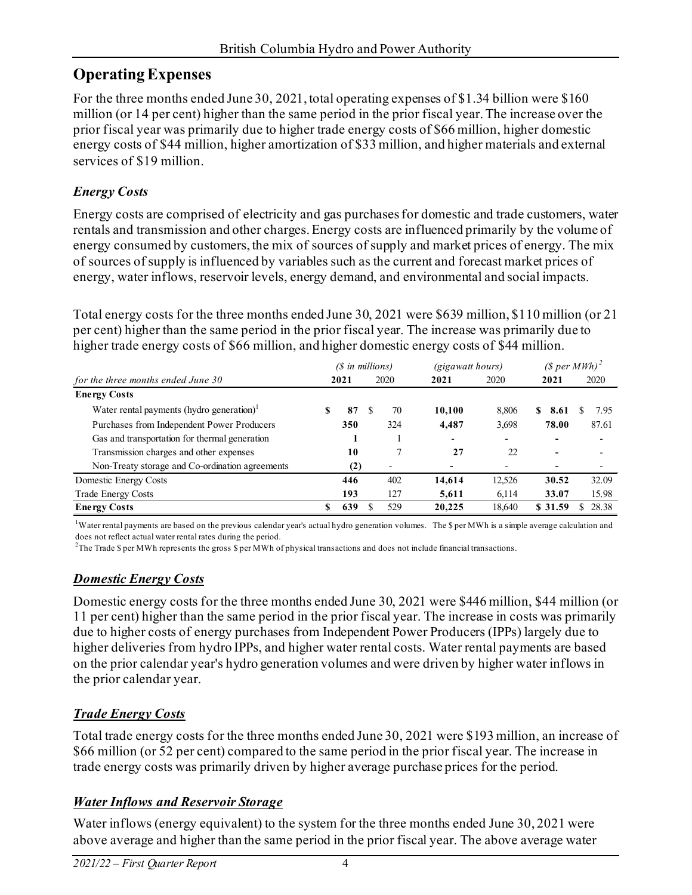## Operating Expenses

For the three months ended June 30, 2021, total operating expenses of $1.34 billion were $160 million (or 14 per cent) higher than the same period in the prior fiscal year. The increase over the prior fiscal year was primarily due to higher trade energy costs of $66 million, higher domestic energy costs of $44 million, higher amortization of $33 million, and higher materials and external services of $19 million.

### *Energy Costs*

Energy costs are comprised of electricity and gas purchases for domestic and trade customers, water rentals and transmission and other charges. Energy costs are influenced primarily by the volume of energy consumed by customers, the mix of sources of supply and market prices of energy. The mix of sources of supply is influenced by variables such as the current and forecast market prices of energy, water inflows, reservoir levels, energy demand, and environmental and social impacts.

Total energy costs for the three months ended June 30, 2021 were $639 million, $110 million (or 21 per cent) higher than the same period in the prior fiscal year. The increase was primarily due to higher trade energy costs of $66 million, and higher domestic energy costs of $44 million.

| | *($ in millions)* | | *(gigawatt hours)* | | *($ per MWh)* [2] | |
|---|---|---|---|---|---|---|
| *for the three months ended June 30* | **2021** | 2020 | **2021** | 2020 | **2021** | 2020 |
| **Energy Costs** | | | | | | |
| Water rental payments (hydro generation)[1] | **$ 87** | $ 70 | **10,100** | 8,806 | **$ 8.61** | $ 7.95 |
| Purchases from Independent Power Producers | **350** | 324 | **4,487** | 3,698 | **78.00** | 87.61 |
| Gas and transportation for thermal generation | **1** | 1 | **-** | - | **-** | - |
| Transmission charges and other expenses | **10** | 7 | **27** | 22 | **-** | - |
| Non-Treaty storage and Co-ordination agreements | **(2)** | - | **-** | - | **-** | - |
| Domestic Energy Costs | **446** | 402 | **14,614** | 12,526 | **30.52** | 32.09 |
| Trade Energy Costs | **193** | 127 | **5,611** | 6,114 | **33.07** | 15.98 |
| **Energy Costs** | **$ 639** | $ 529 | **20,225** | 18,640 | **$ 31.59** | $ 28.38 |

[1]Water rental payments are based on the previous calendar year's actual hydro generation volumes. The $ per MWh is a simple average calculation and does not reflect actual water rental rates during the period.

[2]The Trade $ per MWh represents the gross $ per MWh of physical transactions and does not include financial transactions.

### ***Domestic Energy Costs***

Domestic energy costs for the three months ended June 30, 2021 were $446 million, $44 million (or 11 per cent) higher than the same period in the prior fiscal year. The increase in costs was primarily due to higher costs of energy purchases from Independent Power Producers (IPPs) largely due to higher deliveries from hydro IPPs, and higher water rental costs. Water rental payments are based on the prior calendar year's hydro generation volumes and were driven by higher water inflows in the prior calendar year.

### ***Trade Energy Costs***

Total trade energy costs for the three months ended June 30, 2021 were $193 million, an increase of $66 million (or 52 per cent) compared to the same period in the prior fiscal year. The increase in trade energy costs was primarily driven by higher average purchase prices for the period.

### ***Water Inflows and Reservoir Storage***

Water inflows (energy equivalent) to the system for the three months ended June 30, 2021 were above average and higher than the same period in the prior fiscal year. The above average water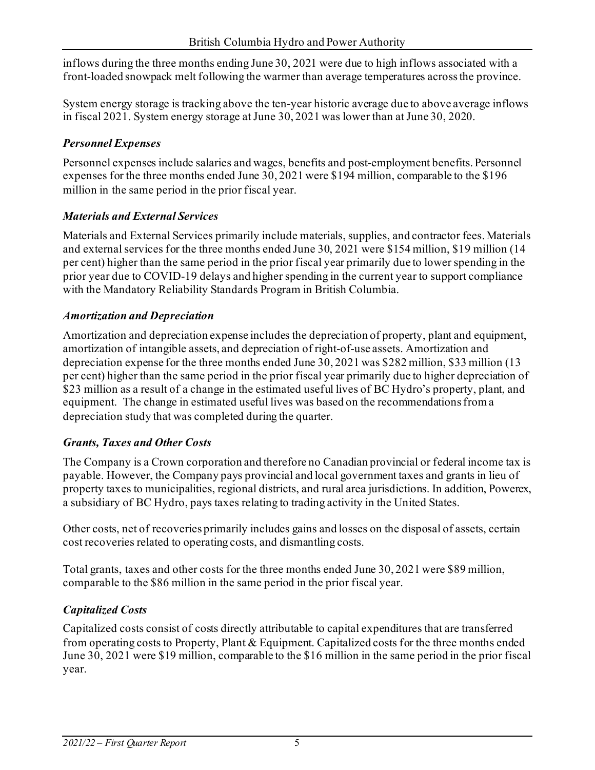inflows during the three months ending June 30, 2021 were due to high inflows associated with a front-loaded snowpack melt following the warmer than average temperatures across the province.

System energy storage is tracking above the ten-year historic average due to above average inflows in fiscal 2021. System energy storage at June 30, 2021 was lower than at June 30, 2020.

### *Personnel Expenses*

Personnel expenses include salaries and wages, benefits and post-employment benefits. Personnel expenses for the three months ended June 30, 2021 were $194 million, comparable to the $196 million in the same period in the prior fiscal year.

### *Materials and External Services*

Materials and External Services primarily include materials, supplies, and contractor fees. Materials and external services for the three months ended June 30, 2021 were $154 million, $19 million (14 per cent) higher than the same period in the prior fiscal year primarily due to lower spending in the prior year due to COVID-19 delays and higher spending in the current year to support compliance with the Mandatory Reliability Standards Program in British Columbia.

### *Amortization and Depreciation*

Amortization and depreciation expense includes the depreciation of property, plant and equipment, amortization of intangible assets, and depreciation of right-of-use assets. Amortization and depreciation expense for the three months ended June 30, 2021 was $282 million, $33 million (13 per cent) higher than the same period in the prior fiscal year primarily due to higher depreciation of $23 million as a result of a change in the estimated useful lives of BC Hydro's property, plant, and equipment. The change in estimated useful lives was based on the recommendations from a depreciation study that was completed during the quarter.

### *Grants, Taxes and Other Costs*

The Company is a Crown corporation and therefore no Canadian provincial or federal income tax is payable. However, the Company pays provincial and local government taxes and grants in lieu of property taxes to municipalities, regional districts, and rural area jurisdictions. In addition, Powerex, a subsidiary of BC Hydro, pays taxes relating to trading activity in the United States.

Other costs, net of recoveries primarily includes gains and losses on the disposal of assets, certain cost recoveries related to operating costs, and dismantling costs.

Total grants, taxes and other costs for the three months ended June 30, 2021 were $89 million, comparable to the $86 million in the same period in the prior fiscal year.

### *Capitalized Costs*

Capitalized costs consist of costs directly attributable to capital expenditures that are transferred from operating costs to Property, Plant & Equipment. Capitalized costs for the three months ended June 30, 2021 were $19 million, comparable to the $16 million in the same period in the prior fiscal year.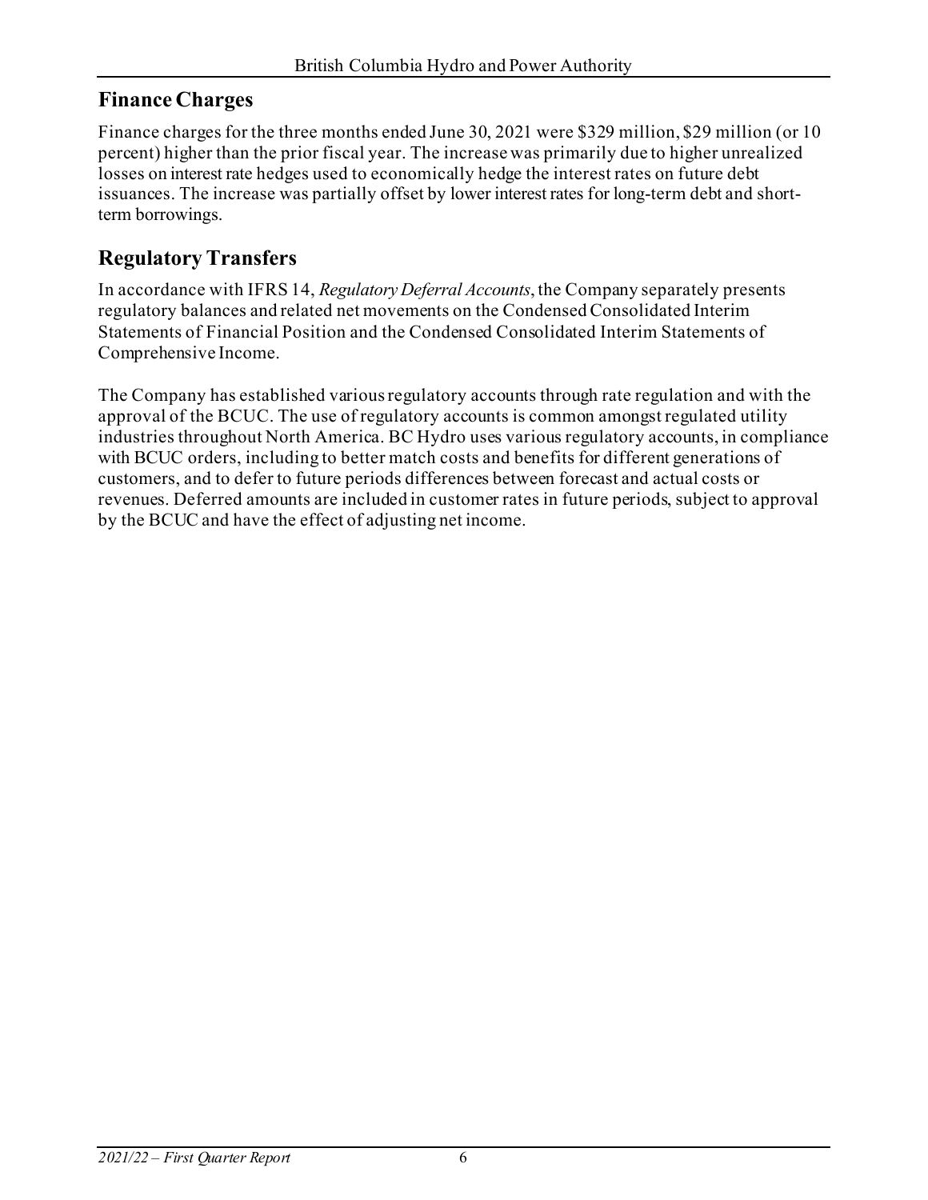## Finance Charges

Finance charges for the three months ended June 30, 2021 were $329 million, $29 million (or 10 percent) higher than the prior fiscal year. The increase was primarily due to higher unrealized losses on interest rate hedges used to economically hedge the interest rates on future debt issuances. The increase was partially offset by lower interest rates for long-term debt and short-term borrowings.

## Regulatory Transfers

In accordance with IFRS 14, *Regulatory Deferral Accounts*, the Company separately presents regulatory balances and related net movements on the Condensed Consolidated Interim Statements of Financial Position and the Condensed Consolidated Interim Statements of Comprehensive Income.

The Company has established various regulatory accounts through rate regulation and with the approval of the BCUC. The use of regulatory accounts is common amongst regulated utility industries throughout North America. BC Hydro uses various regulatory accounts, in compliance with BCUC orders, including to better match costs and benefits for different generations of customers, and to defer to future periods differences between forecast and actual costs or revenues. Deferred amounts are included in customer rates in future periods, subject to approval by the BCUC and have the effect of adjusting net income.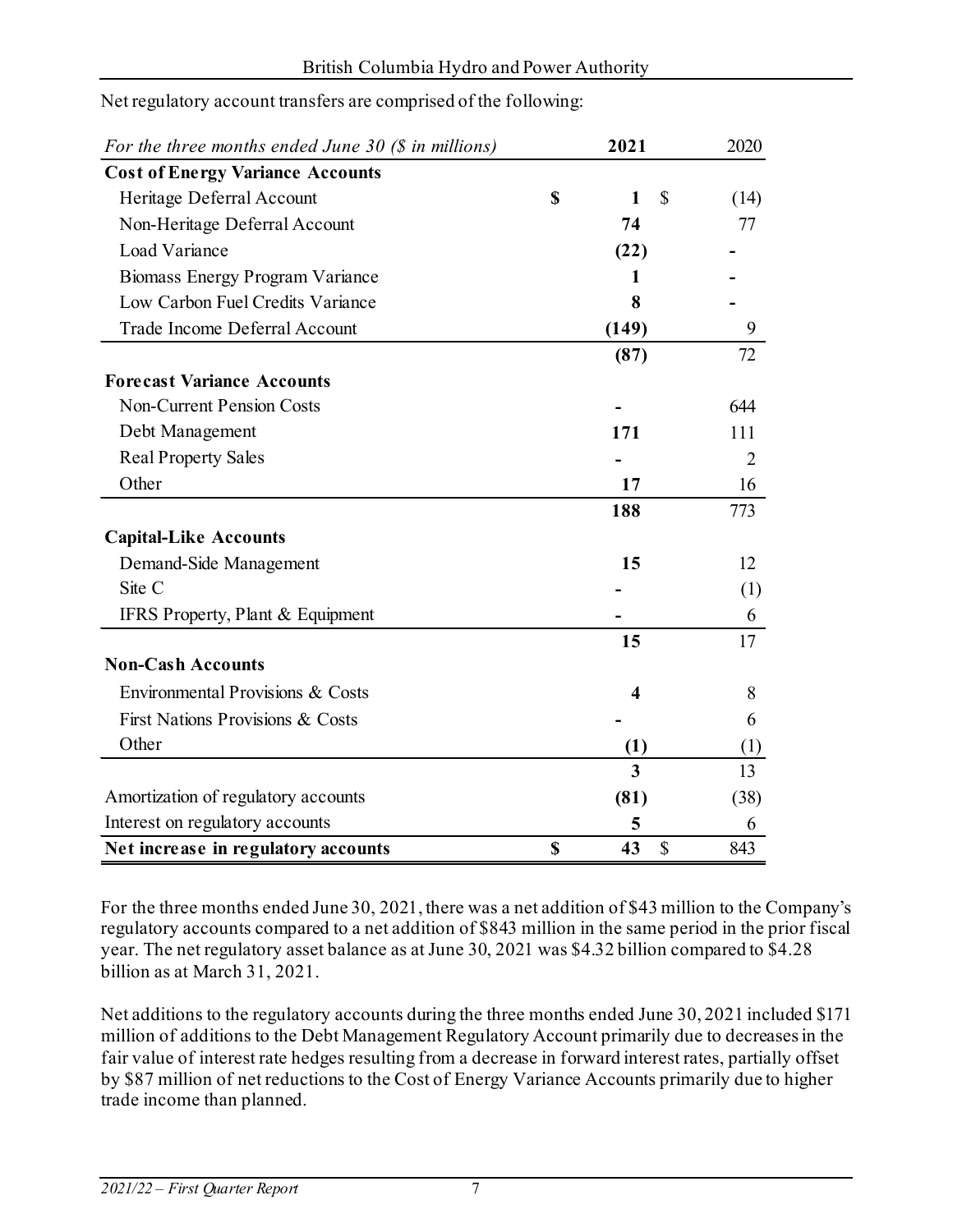Net regulatory account transfers are comprised of the following:

| *For the three months ended June 30 ($ in millions)* | **2021** | 2020 |
|---|---|---|
| **Cost of Energy Variance Accounts** | | |
| Heritage Deferral Account | **$ 1** | $ (14) |
| Non-Heritage Deferral Account | **74** | 77 |
| Load Variance | **(22)** | - |
| Biomass Energy Program Variance | **1** | - |
| Low Carbon Fuel Credits Variance | **8** | - |
| Trade Income Deferral Account | **(149)** | 9 |
| | **(87)** | 72 |
| **Forecast Variance Accounts** | | |
| Non-Current Pension Costs | **-** | 644 |
| Debt Management | **171** | 111 |
| Real Property Sales | **-** | 2 |
| Other | **17** | 16 |
| | **188** | 773 |
| **Capital-Like Accounts** | | |
| Demand-Side Management | **15** | 12 |
| Site C | **-** | (1) |
| IFRS Property, Plant & Equipment | **-** | 6 |
| | **15** | 17 |
| **Non-Cash Accounts** | | |
| Environmental Provisions & Costs | **4** | 8 |
| First Nations Provisions & Costs | **-** | 6 |
| Other | **(1)** | (1) |
| | **3** | 13 |
| Amortization of regulatory accounts | **(81)** | (38) |
| Interest on regulatory accounts | **5** | 6 |
| **Net increase in regulatory accounts** | **$ 43** | $ 843 |

For the three months ended June 30, 2021, there was a net addition of $43 million to the Company's regulatory accounts compared to a net addition of $843 million in the same period in the prior fiscal year. The net regulatory asset balance as at June 30, 2021 was $4.32 billion compared to $4.28 billion as at March 31, 2021.

Net additions to the regulatory accounts during the three months ended June 30, 2021 included $171 million of additions to the Debt Management Regulatory Account primarily due to decreases in the fair value of interest rate hedges resulting from a decrease in forward interest rates, partially offset by $87 million of net reductions to the Cost of Energy Variance Accounts primarily due to higher trade income than planned.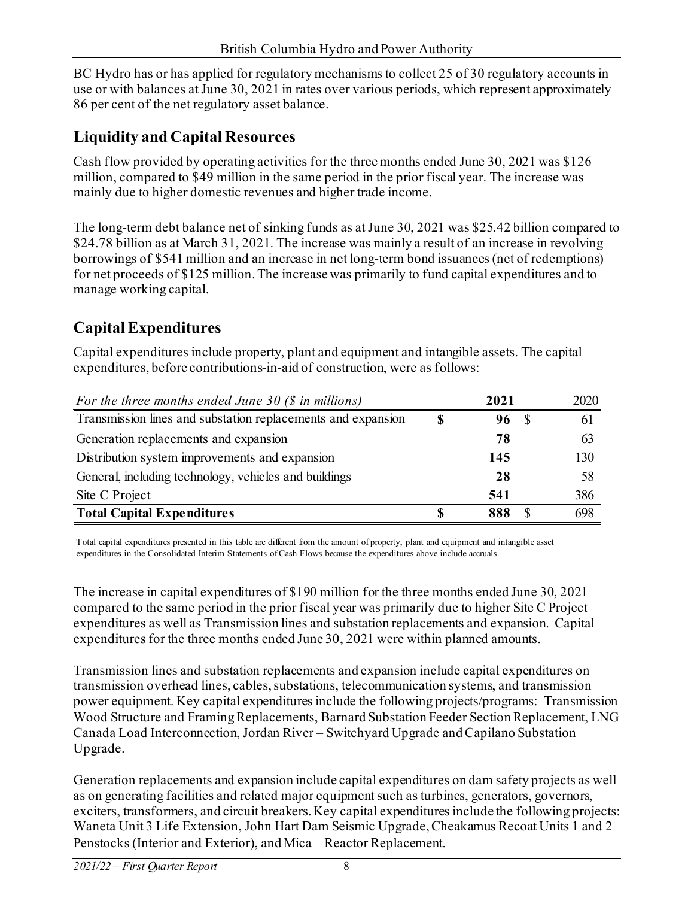BC Hydro has or has applied for regulatory mechanisms to collect 25 of 30 regulatory accounts in use or with balances at June 30, 2021 in rates over various periods, which represent approximately 86 per cent of the net regulatory asset balance.

## Liquidity and Capital Resources

Cash flow provided by operating activities for the three months ended June 30, 2021 was $126 million, compared to $49 million in the same period in the prior fiscal year. The increase was mainly due to higher domestic revenues and higher trade income.

The long-term debt balance net of sinking funds as at June 30, 2021 was $25.42 billion compared to $24.78 billion as at March 31, 2021. The increase was mainly a result of an increase in revolving borrowings of $541 million and an increase in net long-term bond issuances (net of redemptions) for net proceeds of $125 million. The increase was primarily to fund capital expenditures and to manage working capital.

## Capital Expenditures

Capital expenditures include property, plant and equipment and intangible assets. The capital expenditures, before contributions-in-aid of construction, were as follows:

| *For the three months ended June 30 ($ in millions)* | **2021** | 2020 |
|---|---|---|
| Transmission lines and substation replacements and expansion | **$ 96** | $ 61 |
| Generation replacements and expansion | **78** | 63 |
| Distribution system improvements and expansion | **145** | 130 |
| General, including technology, vehicles and buildings | **28** | 58 |
| Site C Project | **541** | 386 |
| **Total Capital Expenditures** | **$ 888** | $ 698 |

Total capital expenditures presented in this table are different from the amount of property, plant and equipment and intangible asset expenditures in the Consolidated Interim Statements of Cash Flows because the expenditures above include accruals.

The increase in capital expenditures of $190 million for the three months ended June 30, 2021 compared to the same period in the prior fiscal year was primarily due to higher Site C Project expenditures as well as Transmission lines and substation replacements and expansion. Capital expenditures for the three months ended June 30, 2021 were within planned amounts.

Transmission lines and substation replacements and expansion include capital expenditures on transmission overhead lines, cables, substations, telecommunication systems, and transmission power equipment. Key capital expenditures include the following projects/programs: Transmission Wood Structure and Framing Replacements, Barnard Substation Feeder Section Replacement, LNG Canada Load Interconnection, Jordan River – Switchyard Upgrade and Capilano Substation Upgrade.

Generation replacements and expansion include capital expenditures on dam safety projects as well as on generating facilities and related major equipment such as turbines, generators, governors, exciters, transformers, and circuit breakers. Key capital expenditures include the following projects: Waneta Unit 3 Life Extension, John Hart Dam Seismic Upgrade, Cheakamus Recoat Units 1 and 2 Penstocks (Interior and Exterior), and Mica – Reactor Replacement.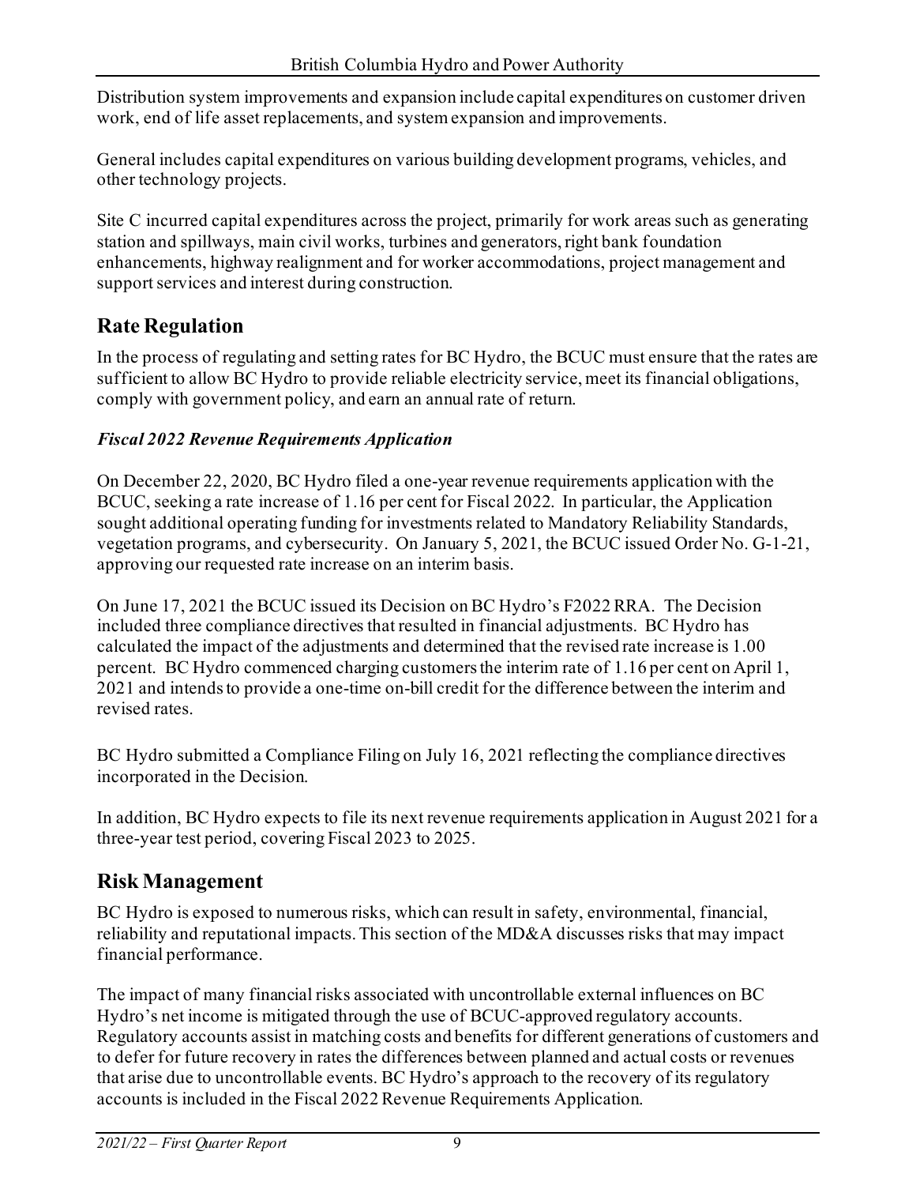Distribution system improvements and expansion include capital expenditures on customer driven work, end of life asset replacements, and system expansion and improvements.

General includes capital expenditures on various building development programs, vehicles, and other technology projects.

Site C incurred capital expenditures across the project, primarily for work areas such as generating station and spillways, main civil works, turbines and generators, right bank foundation enhancements, highway realignment and for worker accommodations, project management and support services and interest during construction.

## Rate Regulation

In the process of regulating and setting rates for BC Hydro, the BCUC must ensure that the rates are sufficient to allow BC Hydro to provide reliable electricity service, meet its financial obligations, comply with government policy, and earn an annual rate of return.

### *Fiscal 2022 Revenue Requirements Application*

On December 22, 2020, BC Hydro filed a one-year revenue requirements application with the BCUC, seeking a rate increase of 1.16 per cent for Fiscal 2022. In particular, the Application sought additional operating funding for investments related to Mandatory Reliability Standards, vegetation programs, and cybersecurity. On January 5, 2021, the BCUC issued Order No. G-1-21, approving our requested rate increase on an interim basis.

On June 17, 2021 the BCUC issued its Decision on BC Hydro's F2022 RRA. The Decision included three compliance directives that resulted in financial adjustments. BC Hydro has calculated the impact of the adjustments and determined that the revised rate increase is 1.00 percent. BC Hydro commenced charging customers the interim rate of 1.16 per cent on April 1, 2021 and intends to provide a one-time on-bill credit for the difference between the interim and revised rates.

BC Hydro submitted a Compliance Filing on July 16, 2021 reflecting the compliance directives incorporated in the Decision.

In addition, BC Hydro expects to file its next revenue requirements application in August 2021 for a three-year test period, covering Fiscal 2023 to 2025.

## Risk Management

BC Hydro is exposed to numerous risks, which can result in safety, environmental, financial, reliability and reputational impacts. This section of the MD&A discusses risks that may impact financial performance.

The impact of many financial risks associated with uncontrollable external influences on BC Hydro's net income is mitigated through the use of BCUC-approved regulatory accounts. Regulatory accounts assist in matching costs and benefits for different generations of customers and to defer for future recovery in rates the differences between planned and actual costs or revenues that arise due to uncontrollable events. BC Hydro's approach to the recovery of its regulatory accounts is included in the Fiscal 2022 Revenue Requirements Application.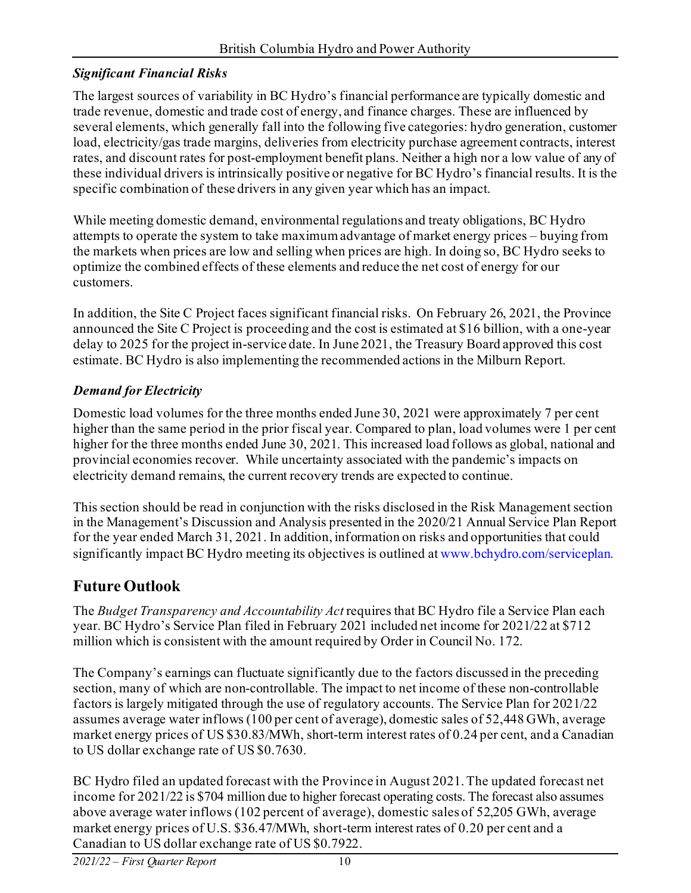### *Significant Financial Risks*

The largest sources of variability in BC Hydro's financial performance are typically domestic and trade revenue, domestic and trade cost of energy, and finance charges. These are influenced by several elements, which generally fall into the following five categories: hydro generation, customer load, electricity/gas trade margins, deliveries from electricity purchase agreement contracts, interest rates, and discount rates for post-employment benefit plans. Neither a high nor a low value of any of these individual drivers is intrinsically positive or negative for BC Hydro's financial results. It is the specific combination of these drivers in any given year which has an impact.

While meeting domestic demand, environmental regulations and treaty obligations, BC Hydro attempts to operate the system to take maximum advantage of market energy prices – buying from the markets when prices are low and selling when prices are high. In doing so, BC Hydro seeks to optimize the combined effects of these elements and reduce the net cost of energy for our customers.

In addition, the Site C Project faces significant financial risks. On February 26, 2021, the Province announced the Site C Project is proceeding and the cost is estimated at $16 billion, with a one-year delay to 2025 for the project in-service date. In June 2021, the Treasury Board approved this cost estimate. BC Hydro is also implementing the recommended actions in the Milburn Report.

### *Demand for Electricity*

Domestic load volumes for the three months ended June 30, 2021 were approximately 7 per cent higher than the same period in the prior fiscal year. Compared to plan, load volumes were 1 per cent higher for the three months ended June 30, 2021. This increased load follows as global, national and provincial economies recover. While uncertainty associated with the pandemic's impacts on electricity demand remains, the current recovery trends are expected to continue.

This section should be read in conjunction with the risks disclosed in the Risk Management section in the Management's Discussion and Analysis presented in the 2020/21 Annual Service Plan Report for the year ended March 31, 2021. In addition, information on risks and opportunities that could significantly impact BC Hydro meeting its objectives is outlined at www.bchydro.com/serviceplan.

## Future Outlook

The *Budget Transparency and Accountability Act* requires that BC Hydro file a Service Plan each year. BC Hydro's Service Plan filed in February 2021 included net income for 2021/22 at $712 million which is consistent with the amount required by Order in Council No. 172.

The Company's earnings can fluctuate significantly due to the factors discussed in the preceding section, many of which are non-controllable. The impact to net income of these non-controllable factors is largely mitigated through the use of regulatory accounts. The Service Plan for 2021/22 assumes average water inflows (100 per cent of average), domestic sales of 52,448 GWh, average market energy prices of US $30.83/MWh, short-term interest rates of 0.24 per cent, and a Canadian to US dollar exchange rate of US $0.7630.

BC Hydro filed an updated forecast with the Province in August 2021. The updated forecast net income for 2021/22 is $704 million due to higher forecast operating costs. The forecast also assumes above average water inflows (102 percent of average), domestic sales of 52,205 GWh, average market energy prices of U.S. $36.47/MWh, short-term interest rates of 0.20 per cent and a Canadian to US dollar exchange rate of US $0.7922.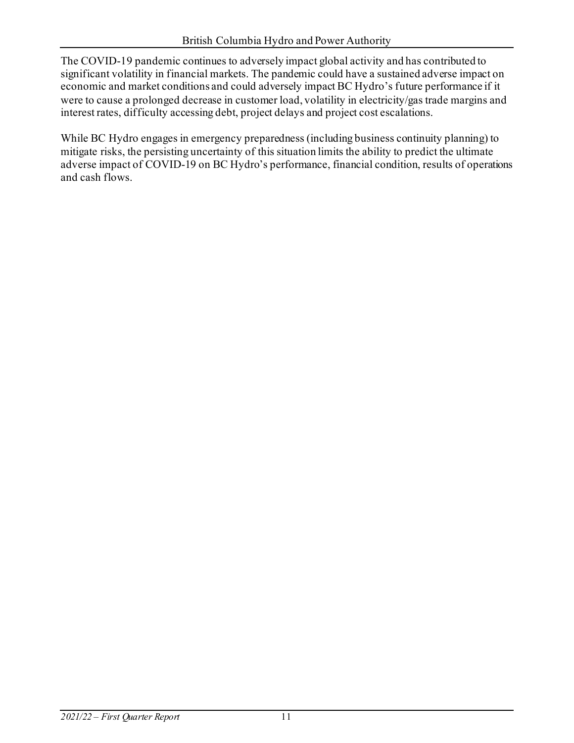The COVID-19 pandemic continues to adversely impact global activity and has contributed to significant volatility in financial markets. The pandemic could have a sustained adverse impact on economic and market conditions and could adversely impact BC Hydro's future performance if it were to cause a prolonged decrease in customer load, volatility in electricity/gas trade margins and interest rates, difficulty accessing debt, project delays and project cost escalations.

While BC Hydro engages in emergency preparedness (including business continuity planning) to mitigate risks, the persisting uncertainty of this situation limits the ability to predict the ultimate adverse impact of COVID-19 on BC Hydro's performance, financial condition, results of operations and cash flows.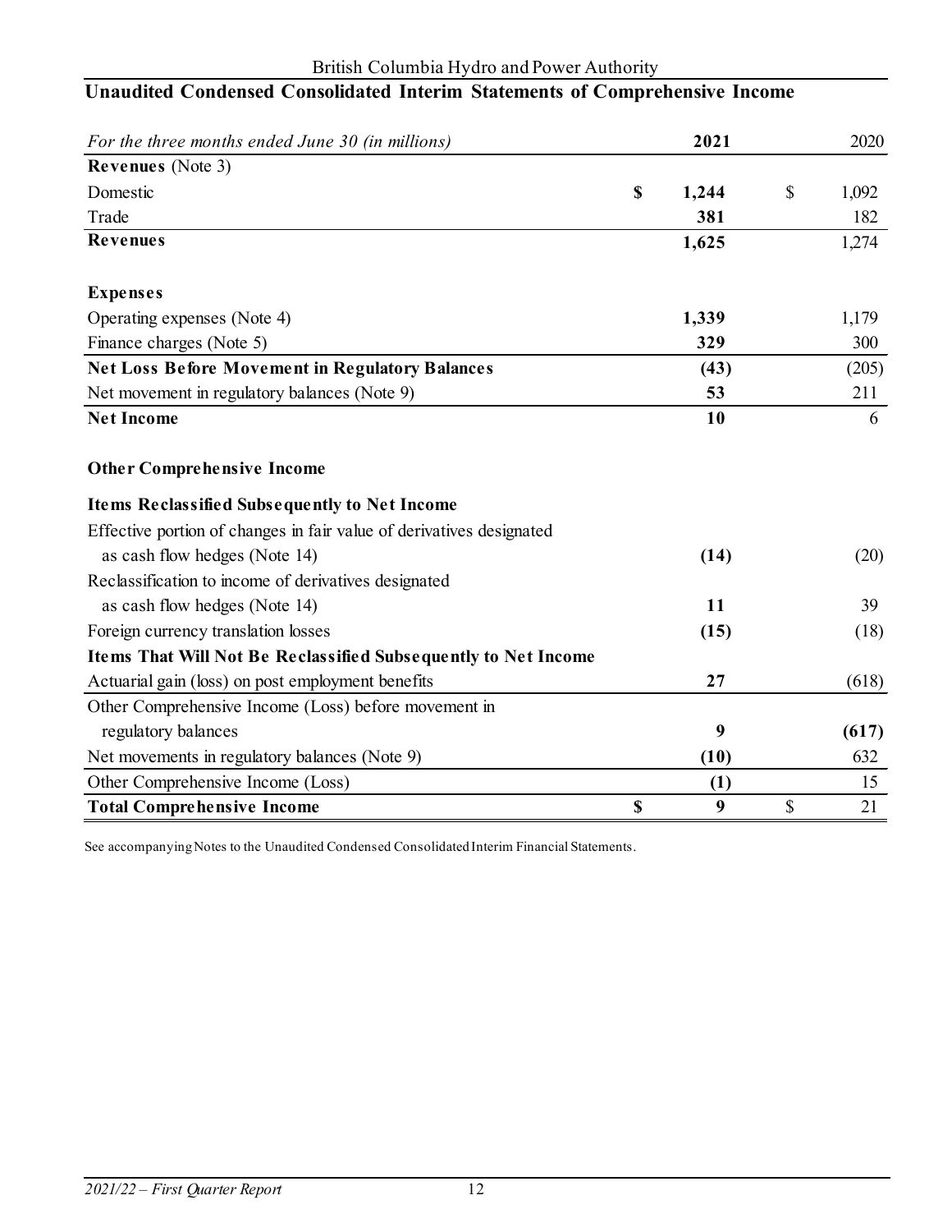## Unaudited Condensed Consolidated Interim Statements of Comprehensive Income

| *For the three months ended June 30 (in millions)* | **2021** | 2020 |
|---|---|---|
| **Revenues** (Note 3) | | |
| Domestic | **$ 1,244** | $ 1,092 |
| Trade | **381** | 182 |
| **Revenues** | **1,625** | 1,274 |
| | | |
| **Expenses** | | |
| Operating expenses (Note 4) | **1,339** | 1,179 |
| Finance charges (Note 5) | **329** | 300 |
| **Net Loss Before Movement in Regulatory Balances** | **(43)** | (205) |
| Net movement in regulatory balances (Note 9) | **53** | 211 |
| **Net Income** | **10** | 6 |
| | | |
| **Other Comprehensive Income** | | |
| **Items Reclassified Subsequently to Net Income** | | |
| Effective portion of changes in fair value of derivatives designated as cash flow hedges (Note 14) | **(14)** | (20) |
| Reclassification to income of derivatives designated as cash flow hedges (Note 14) | **11** | 39 |
| Foreign currency translation losses | **(15)** | (18) |
| **Items That Will Not Be Reclassified Subsequently to Net Income** | | |
| Actuarial gain (loss) on post employment benefits | **27** | (618) |
| Other Comprehensive Income (Loss) before movement in regulatory balances | **9** | **(617)** |
| Net movements in regulatory balances (Note 9) | **(10)** | 632 |
| Other Comprehensive Income (Loss) | **(1)** | 15 |
| **Total Comprehensive Income** | **$ 9** | $ 21 |

See accompanying Notes to the Unaudited Condensed Consolidated Interim Financial Statements.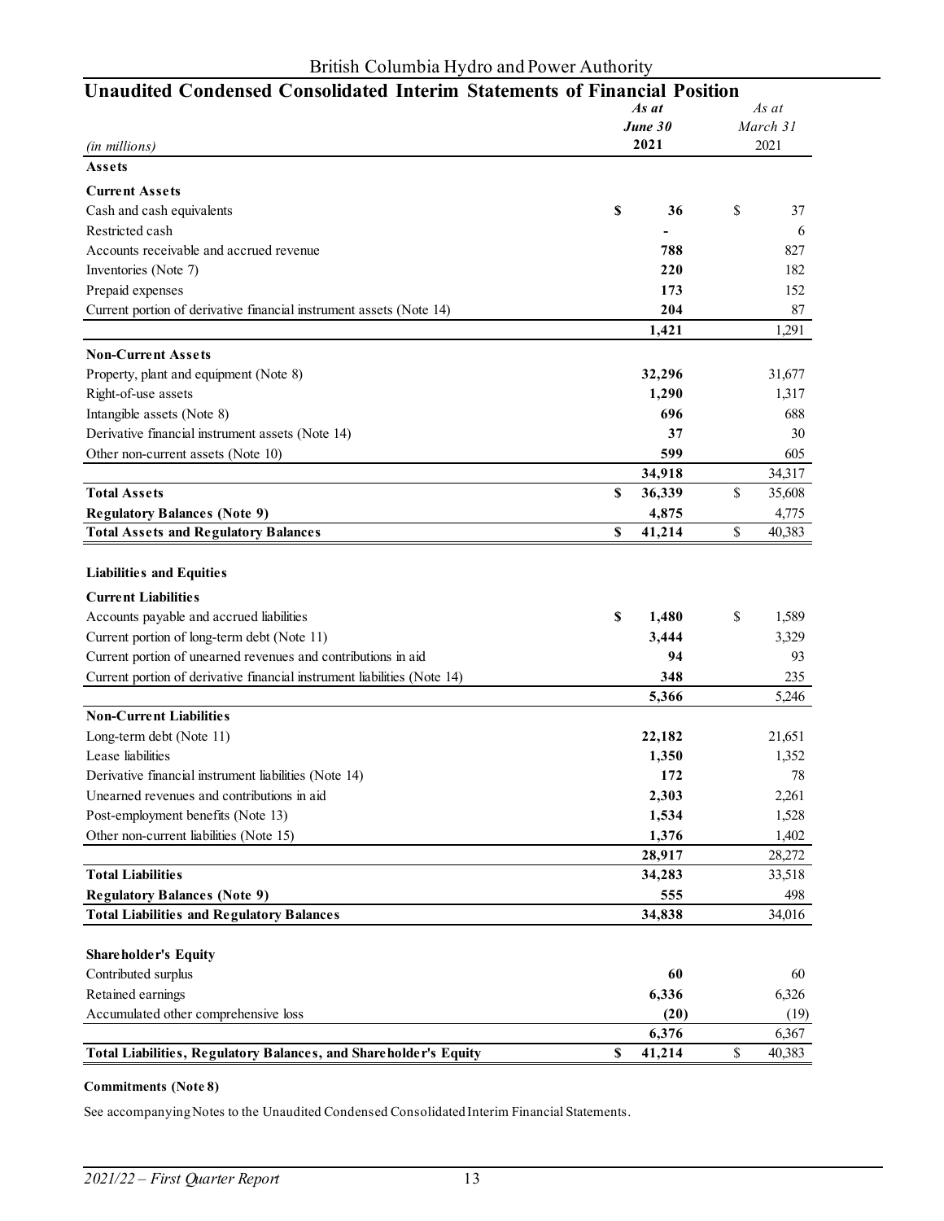British Columbia Hydro and Power Authority

## Unaudited Condensed Consolidated Interim Statements of Financial Position

| *(in millions)* | *As at June 30* **2021** | *As at March 31* 2021 |
|---|---|---|
| **Assets** | | |
| **Current Assets** | | |
| Cash and cash equivalents | **$ 36** | $ 37 |
| Restricted cash | **-** | 6 |
| Accounts receivable and accrued revenue | **788** | 827 |
| Inventories (Note 7) | **220** | 182 |
| Prepaid expenses | **173** | 152 |
| Current portion of derivative financial instrument assets (Note 14) | **204** | 87 |
| | **1,421** | 1,291 |
| **Non-Current Assets** | | |
| Property, plant and equipment (Note 8) | **32,296** | 31,677 |
| Right-of-use assets | **1,290** | 1,317 |
| Intangible assets (Note 8) | **696** | 688 |
| Derivative financial instrument assets (Note 14) | **37** | 30 |
| Other non-current assets (Note 10) | **599** | 605 |
| | **34,918** | 34,317 |
| **Total Assets** | **$ 36,339** | $ 35,608 |
| **Regulatory Balances (Note 9)** | **4,875** | 4,775 |
| **Total Assets and Regulatory Balances** | **$ 41,214** | $ 40,383 |
| **Liabilities and Equities** | | |
| **Current Liabilities** | | |
| Accounts payable and accrued liabilities | **$ 1,480** | $ 1,589 |
| Current portion of long-term debt (Note 11) | **3,444** | 3,329 |
| Current portion of unearned revenues and contributions in aid | **94** | 93 |
| Current portion of derivative financial instrument liabilities (Note 14) | **348** | 235 |
| | **5,366** | 5,246 |
| **Non-Current Liabilities** | | |
| Long-term debt (Note 11) | **22,182** | 21,651 |
| Lease liabilities | **1,350** | 1,352 |
| Derivative financial instrument liabilities (Note 14) | **172** | 78 |
| Unearned revenues and contributions in aid | **2,303** | 2,261 |
| Post-employment benefits (Note 13) | **1,534** | 1,528 |
| Other non-current liabilities (Note 15) | **1,376** | 1,402 |
| | **28,917** | 28,272 |
| **Total Liabilities** | **34,283** | 33,518 |
| **Regulatory Balances (Note 9)** | **555** | 498 |
| **Total Liabilities and Regulatory Balances** | **34,838** | 34,016 |
| **Shareholder's Equity** | | |
| Contributed surplus | **60** | 60 |
| Retained earnings | **6,336** | 6,326 |
| Accumulated other comprehensive loss | **(20)** | (19) |
| | **6,376** | 6,367 |
| **Total Liabilities, Regulatory Balances, and Shareholder's Equity** | **$ 41,214** | $ 40,383 |

**Commitments (Note 8)**

See accompanying Notes to the Unaudited Condensed Consolidated Interim Financial Statements.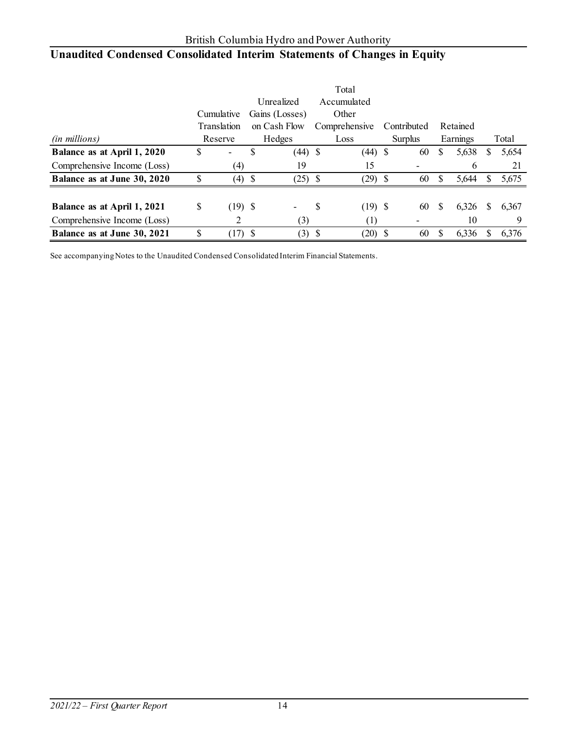British Columbia Hydro and Power Authority

# Unaudited Condensed Consolidated Interim Statements of Changes in Equity

| *(in millions)* | Cumulative Translation Reserve | Unrealized Gains (Losses) on Cash Flow Hedges | Total Accumulated Other Comprehensive Loss | Contributed Surplus | Retained Earnings | Total |
|---|---|---|---|---|---|---|
| **Balance as at April 1, 2020** | $ - | $ (44) | $ (44) | $ 60 | $ 5,638 | $ 5,654 |
| Comprehensive Income (Loss) | (4) | 19 | 15 | - | 6 | 21 |
| **Balance as at June 30, 2020** | $ (4) | $ (25) | $ (29) | $ 60 | $ 5,644 | $ 5,675 |
| | | | | | | |
| **Balance as at April 1, 2021** | $ (19) | $ - | $ (19) | $ 60 | $ 6,326 | $ 6,367 |
| Comprehensive Income (Loss) | 2 | (3) | (1) | - | 10 | 9 |
| **Balance as at June 30, 2021** | $ (17) | $ (3) | $ (20) | $ 60 | $ 6,336 | $ 6,376 |

See accompanying Notes to the Unaudited Condensed Consolidated Interim Financial Statements.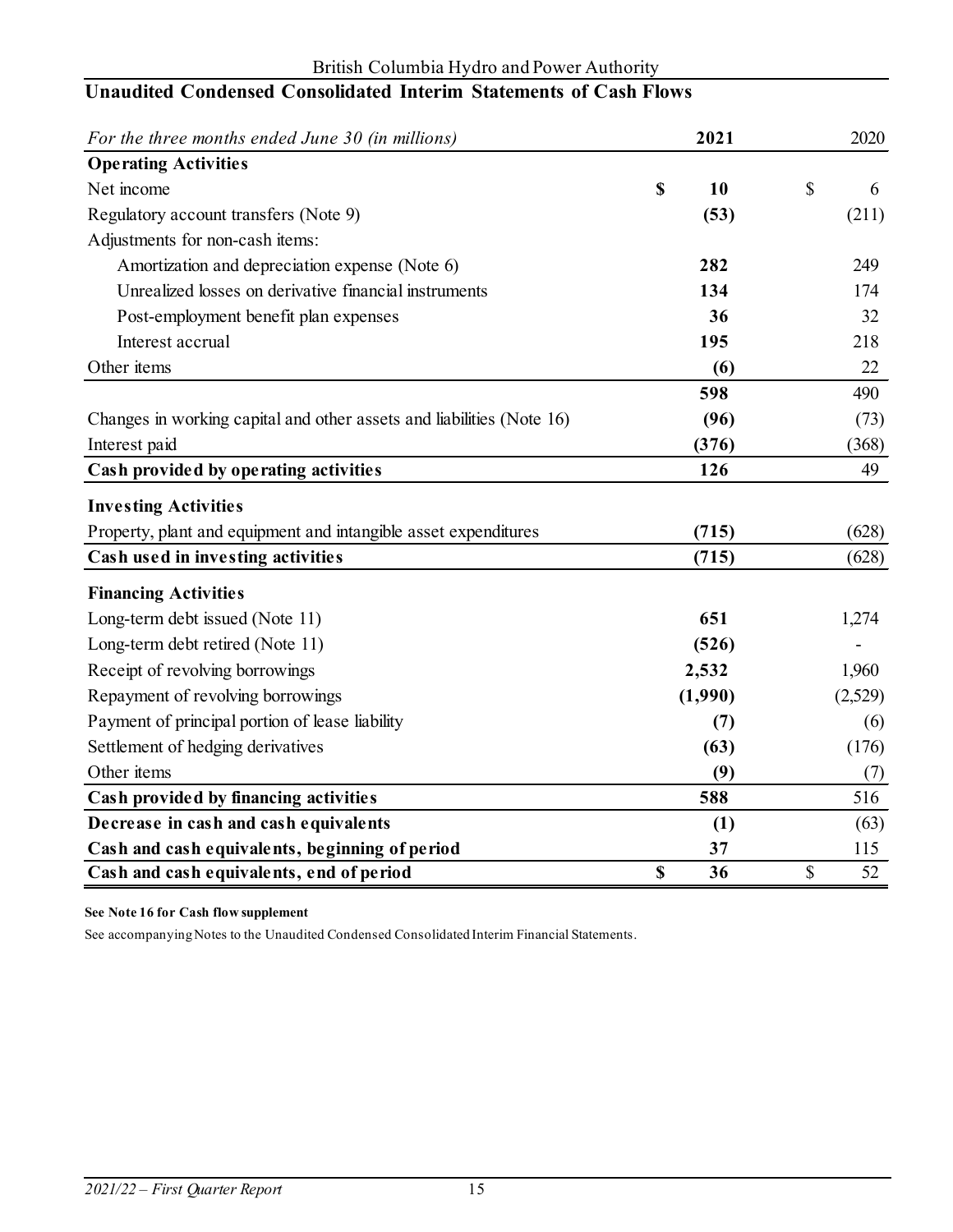British Columbia Hydro and Power Authority

## Unaudited Condensed Consolidated Interim Statements of Cash Flows

| *For the three months ended June 30 (in millions)* | **2021** | 2020 |
|---|---|---|
| **Operating Activities** | | |
| Net income | **$ 10** | $ 6 |
| Regulatory account transfers (Note 9) | **(53)** | (211) |
| Adjustments for non-cash items: | | |
| Amortization and depreciation expense (Note 6) | **282** | 249 |
| Unrealized losses on derivative financial instruments | **134** | 174 |
| Post-employment benefit plan expenses | **36** | 32 |
| Interest accrual | **195** | 218 |
| Other items | **(6)** | 22 |
| | **598** | 490 |
| Changes in working capital and other assets and liabilities (Note 16) | **(96)** | (73) |
| Interest paid | **(376)** | (368) |
| **Cash provided by operating activities** | **126** | 49 |
| **Investing Activities** | | |
| Property, plant and equipment and intangible asset expenditures | **(715)** | (628) |
| **Cash used in investing activities** | **(715)** | (628) |
| **Financing Activities** | | |
| Long-term debt issued (Note 11) | **651** | 1,274 |
| Long-term debt retired (Note 11) | **(526)** | - |
| Receipt of revolving borrowings | **2,532** | 1,960 |
| Repayment of revolving borrowings | **(1,990)** | (2,529) |
| Payment of principal portion of lease liability | **(7)** | (6) |
| Settlement of hedging derivatives | **(63)** | (176) |
| Other items | **(9)** | (7) |
| **Cash provided by financing activities** | **588** | 516 |
| **Decrease in cash and cash equivalents** | **(1)** | (63) |
| **Cash and cash equivalents, beginning of period** | **37** | 115 |
| **Cash and cash equivalents, end of period** | **$ 36** | $ 52 |

**See Note 16 for Cash flow supplement**

See accompanying Notes to the Unaudited Condensed Consolidated Interim Financial Statements.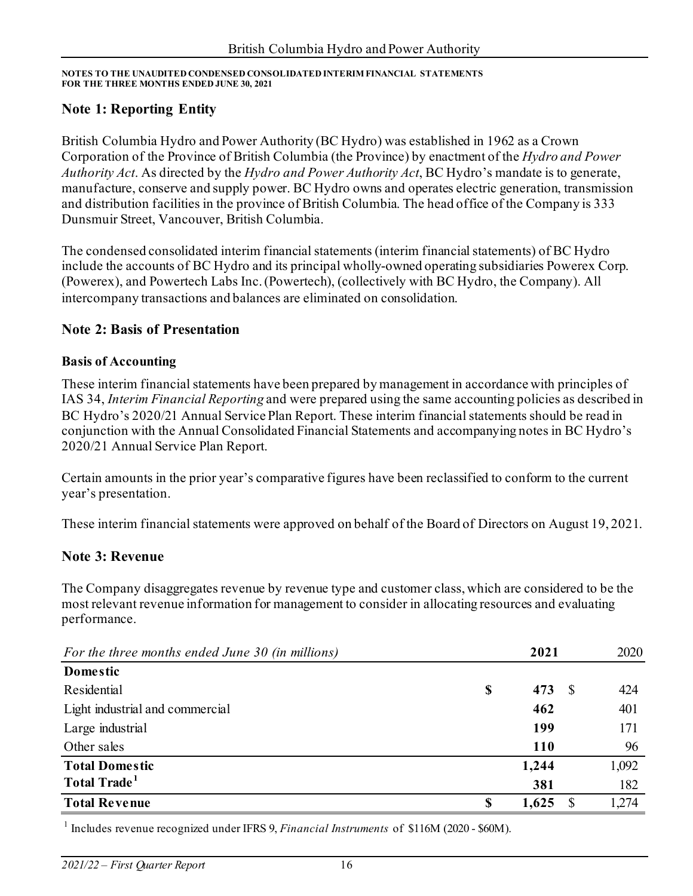**NOTES TO THE UNAUDITED CONDENSED CONSOLIDATED INTERIM FINANCIAL STATEMENTS FOR THE THREE MONTHS ENDED JUNE 30, 2021**

## Note 1: Reporting Entity

British Columbia Hydro and Power Authority (BC Hydro) was established in 1962 as a Crown Corporation of the Province of British Columbia (the Province) by enactment of the *Hydro and Power Authority Act*. As directed by the *Hydro and Power Authority Act*, BC Hydro's mandate is to generate, manufacture, conserve and supply power. BC Hydro owns and operates electric generation, transmission and distribution facilities in the province of British Columbia. The head office of the Company is 333 Dunsmuir Street, Vancouver, British Columbia.

The condensed consolidated interim financial statements (interim financial statements) of BC Hydro include the accounts of BC Hydro and its principal wholly-owned operating subsidiaries Powerex Corp. (Powerex), and Powertech Labs Inc. (Powertech), (collectively with BC Hydro, the Company). All intercompany transactions and balances are eliminated on consolidation.

## Note 2: Basis of Presentation

### Basis of Accounting

These interim financial statements have been prepared by management in accordance with principles of IAS 34, *Interim Financial Reporting* and were prepared using the same accounting policies as described in BC Hydro's 2020/21 Annual Service Plan Report. These interim financial statements should be read in conjunction with the Annual Consolidated Financial Statements and accompanying notes in BC Hydro's 2020/21 Annual Service Plan Report.

Certain amounts in the prior year's comparative figures have been reclassified to conform to the current year's presentation.

These interim financial statements were approved on behalf of the Board of Directors on August 19, 2021.

## Note 3: Revenue

The Company disaggregates revenue by revenue type and customer class, which are considered to be the most relevant revenue information for management to consider in allocating resources and evaluating performance.

| *For the three months ended June 30 (in millions)* | **2021** | 2020 |
|---|---|---|
| **Domestic** | | |
| Residential | **$ 473** | $ 424 |
| Light industrial and commercial | **462** | 401 |
| Large industrial | **199** | 171 |
| Other sales | **110** | 96 |
| **Total Domestic** | **1,244** | 1,092 |
| **Total Trade**[1] | **381** | 182 |
| **Total Revenue** | **$ 1,625** | $ 1,274 |

[1] Includes revenue recognized under IFRS 9, *Financial Instruments* of $116M (2020 - $60M).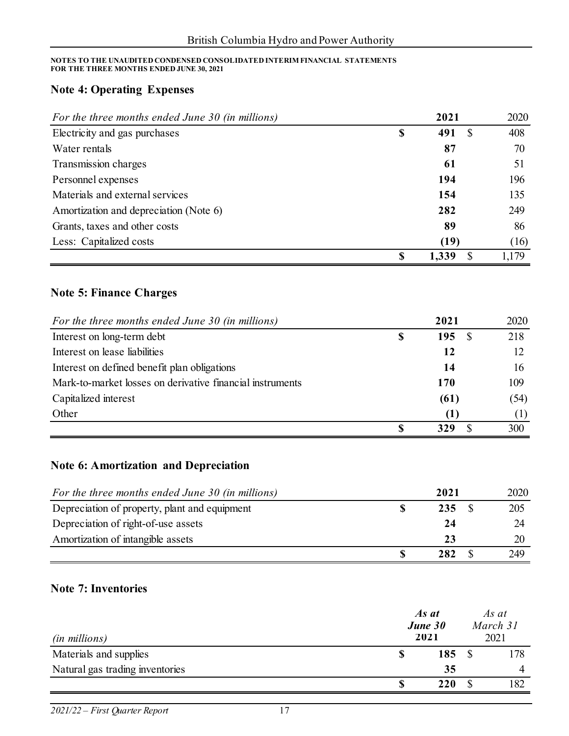**NOTES TO THE UNAUDITED CONDENSED CONSOLIDATED INTERIM FINANCIAL STATEMENTS FOR THE THREE MONTHS ENDED JUNE 30, 2021**

## Note 4: Operating Expenses

| *For the three months ended June 30 (in millions)* | **2021** | 2020 |
|---|---|---|
| Electricity and gas purchases | **$ 491** | $ 408 |
| Water rentals | **87** | 70 |
| Transmission charges | **61** | 51 |
| Personnel expenses | **194** | 196 |
| Materials and external services | **154** | 135 |
| Amortization and depreciation (Note 6) | **282** | 249 |
| Grants, taxes and other costs | **89** | 86 |
| Less: Capitalized costs | **(19)** | (16) |
| | **$ 1,339** | $ 1,179 |

## Note 5: Finance Charges

| *For the three months ended June 30 (in millions)* | **2021** | 2020 |
|---|---|---|
| Interest on long-term debt | **$ 195** | $ 218 |
| Interest on lease liabilities | **12** | 12 |
| Interest on defined benefit plan obligations | **14** | 16 |
| Mark-to-market losses on derivative financial instruments | **170** | 109 |
| Capitalized interest | **(61)** | (54) |
| Other | **(1)** | (1) |
| | **$ 329** | $ 300 |

## Note 6: Amortization and Depreciation

| *For the three months ended June 30 (in millions)* | **2021** | 2020 |
|---|---|---|
| Depreciation of property, plant and equipment | **$ 235** | $ 205 |
| Depreciation of right-of-use assets | **24** | 24 |
| Amortization of intangible assets | **23** | 20 |
| | **$ 282** | $ 249 |

## Note 7: Inventories

| *(in millions)* | ***As at June 30* 2021** | *As at March 31* 2021 |
|---|---|---|
| Materials and supplies | **$ 185** | $ 178 |
| Natural gas trading inventories | **35** | 4 |
| | **$ 220** | $ 182 |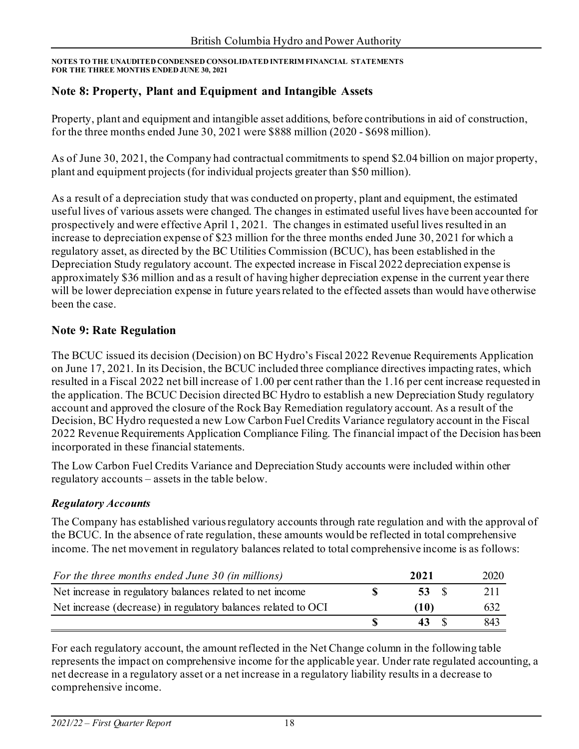**NOTES TO THE UNAUDITED CONDENSED CONSOLIDATED INTERIM FINANCIAL STATEMENTS**
**FOR THE THREE MONTHS ENDED JUNE 30, 2021**

## Note 8: Property, Plant and Equipment and Intangible Assets

Property, plant and equipment and intangible asset additions, before contributions in aid of construction, for the three months ended June 30, 2021 were $888 million (2020 - $698 million).

As of June 30, 2021, the Company had contractual commitments to spend $2.04 billion on major property, plant and equipment projects (for individual projects greater than $50 million).

As a result of a depreciation study that was conducted on property, plant and equipment, the estimated useful lives of various assets were changed. The changes in estimated useful lives have been accounted for prospectively and were effective April 1, 2021. The changes in estimated useful lives resulted in an increase to depreciation expense of $23 million for the three months ended June 30, 2021 for which a regulatory asset, as directed by the BC Utilities Commission (BCUC), has been established in the Depreciation Study regulatory account. The expected increase in Fiscal 2022 depreciation expense is approximately $36 million and as a result of having higher depreciation expense in the current year there will be lower depreciation expense in future years related to the effected assets than would have otherwise been the case.

## Note 9: Rate Regulation

The BCUC issued its decision (Decision) on BC Hydro's Fiscal 2022 Revenue Requirements Application on June 17, 2021. In its Decision, the BCUC included three compliance directives impacting rates, which resulted in a Fiscal 2022 net bill increase of 1.00 per cent rather than the 1.16 per cent increase requested in the application. The BCUC Decision directed BC Hydro to establish a new Depreciation Study regulatory account and approved the closure of the Rock Bay Remediation regulatory account. As a result of the Decision, BC Hydro requested a new Low Carbon Fuel Credits Variance regulatory account in the Fiscal 2022 Revenue Requirements Application Compliance Filing. The financial impact of the Decision has been incorporated in these financial statements.

The Low Carbon Fuel Credits Variance and Depreciation Study accounts were included within other regulatory accounts – assets in the table below.

### *Regulatory Accounts*

The Company has established various regulatory accounts through rate regulation and with the approval of the BCUC. In the absence of rate regulation, these amounts would be reflected in total comprehensive income. The net movement in regulatory balances related to total comprehensive income is as follows:

| *For the three months ended June 30 (in millions)* | **2021** | 2020 |
|---|---|---|
| Net increase in regulatory balances related to net income | **$ 53** | $ 211 |
| Net increase (decrease) in regulatory balances related to OCI | **(10)** | 632 |
| | **$ 43** | $ 843 |

For each regulatory account, the amount reflected in the Net Change column in the following table represents the impact on comprehensive income for the applicable year. Under rate regulated accounting, a net decrease in a regulatory asset or a net increase in a regulatory liability results in a decrease to comprehensive income.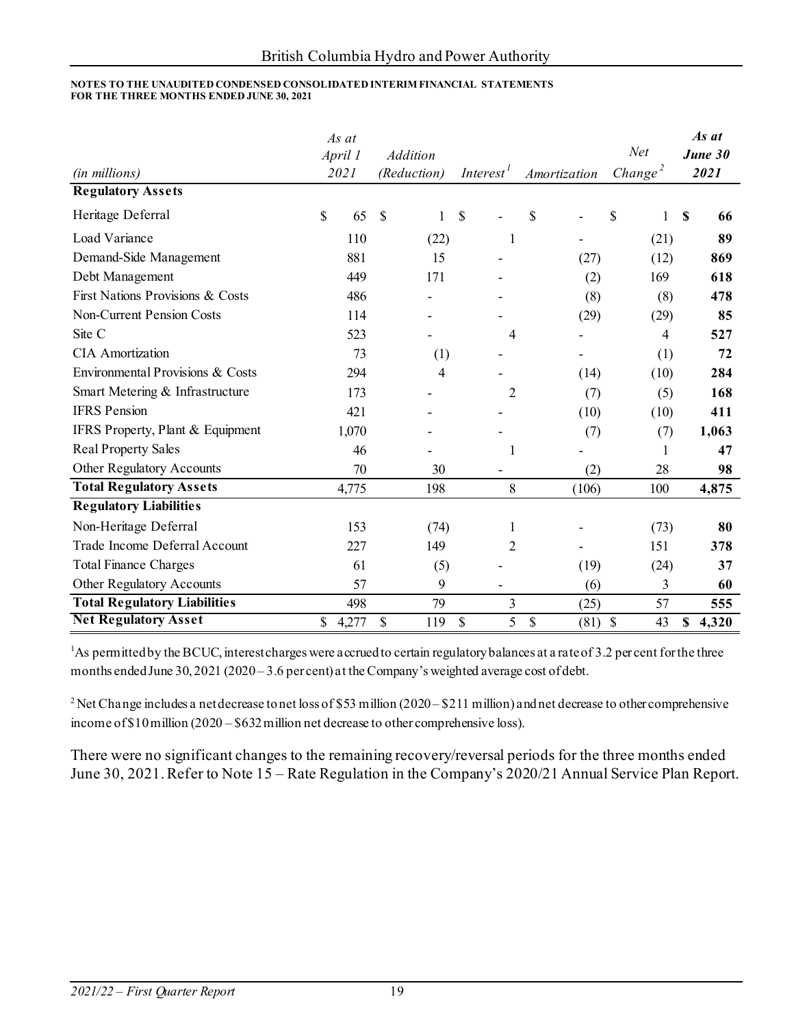**NOTES TO THE UNAUDITED CONDENSED CONSOLIDATED INTERIM FINANCIAL STATEMENTS**
**FOR THE THREE MONTHS ENDED JUNE 30, 2021**

| *(in millions)* | *As at April 1 2021* | *Addition (Reduction)* | *Interest*[1] | *Amortization* | *Net Change*[2] | ***As at June 30 2021*** |
|---|---|---|---|---|---|---|
| **Regulatory Assets** | | | | | | |
| Heritage Deferral | $ 65 | $ 1 | $ - | $ - | $ 1 | **$ 66** |
| Load Variance | 110 | (22) | 1 | - | (21) | **89** |
| Demand-Side Management | 881 | 15 | - | (27) | (12) | **869** |
| Debt Management | 449 | 171 | - | (2) | 169 | **618** |
| First Nations Provisions & Costs | 486 | - | - | (8) | (8) | **478** |
| Non-Current Pension Costs | 114 | - | - | (29) | (29) | **85** |
| Site C | 523 | - | 4 | - | 4 | **527** |
| CIA Amortization | 73 | (1) | - | - | (1) | **72** |
| Environmental Provisions & Costs | 294 | 4 | - | (14) | (10) | **284** |
| Smart Metering & Infrastructure | 173 | - | 2 | (7) | (5) | **168** |
| IFRS Pension | 421 | - | - | (10) | (10) | **411** |
| IFRS Property, Plant & Equipment | 1,070 | - | - | (7) | (7) | **1,063** |
| Real Property Sales | 46 | - | 1 | - | 1 | **47** |
| Other Regulatory Accounts | 70 | 30 | - | (2) | 28 | **98** |
| **Total Regulatory Assets** | 4,775 | 198 | 8 | (106) | 100 | **4,875** |
| **Regulatory Liabilities** | | | | | | |
| Non-Heritage Deferral | 153 | (74) | 1 | - | (73) | **80** |
| Trade Income Deferral Account | 227 | 149 | 2 | - | 151 | **378** |
| Total Finance Charges | 61 | (5) | - | (19) | (24) | **37** |
| Other Regulatory Accounts | 57 | 9 | - | (6) | 3 | **60** |
| **Total Regulatory Liabilities** | 498 | 79 | 3 | (25) | 57 | **555** |
| **Net Regulatory Asset** | $ 4,277 | $ 119 | $ 5 | $ (81) | $ 43 | **$ 4,320** |

[1]As permitted by the BCUC, interest charges were accrued to certain regulatory balances at a rate of 3.2 per cent for the three months ended June 30, 2021 (2020 – 3.6 per cent) at the Company's weighted average cost of debt.

[2] Net Change includes a net decrease to net loss of $53 million (2020 – $211 million) and net decrease to other comprehensive income of $10 million (2020 – $632 million net decrease to other comprehensive loss).

There were no significant changes to the remaining recovery/reversal periods for the three months ended June 30, 2021. Refer to Note 15 – Rate Regulation in the Company's 2020/21 Annual Service Plan Report.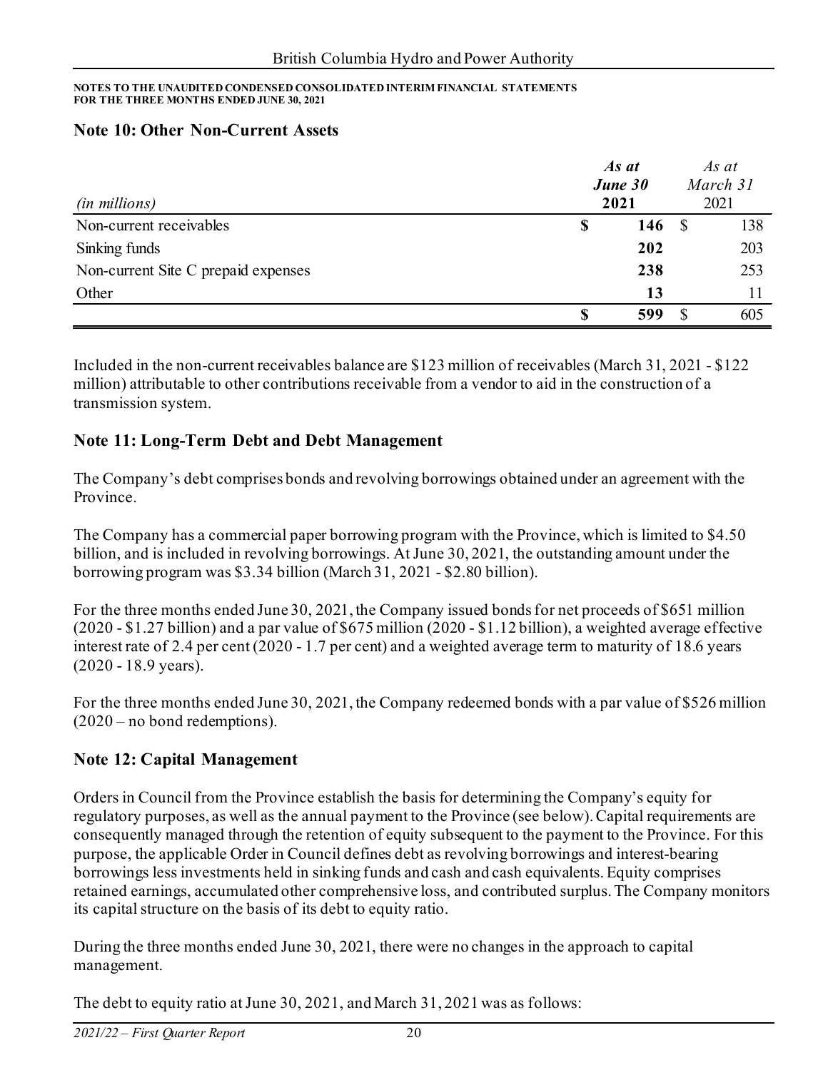**NOTES TO THE UNAUDITED CONDENSED CONSOLIDATED INTERIM FINANCIAL STATEMENTS**
**FOR THE THREE MONTHS ENDED JUNE 30, 2021**

## Note 10: Other Non-Current Assets

| *(in millions)* | ***As at June 30 2021*** | *As at March 31* 2021 |
|---|---|---|
| Non-current receivables | **$ 146** | $ 138 |
| Sinking funds | **202** | 203 |
| Non-current Site C prepaid expenses | **238** | 253 |
| Other | **13** | 11 |
| | **$ 599** | $ 605 |

Included in the non-current receivables balance are $123 million of receivables (March 31, 2021 - $122 million) attributable to other contributions receivable from a vendor to aid in the construction of a transmission system.

## Note 11: Long-Term Debt and Debt Management

The Company's debt comprises bonds and revolving borrowings obtained under an agreement with the Province.

The Company has a commercial paper borrowing program with the Province, which is limited to $4.50 billion, and is included in revolving borrowings. At June 30, 2021, the outstanding amount under the borrowing program was $3.34 billion (March 31, 2021 - $2.80 billion).

For the three months ended June 30, 2021, the Company issued bonds for net proceeds of $651 million (2020 - $1.27 billion) and a par value of $675 million (2020 - $1.12 billion), a weighted average effective interest rate of 2.4 per cent (2020 - 1.7 per cent) and a weighted average term to maturity of 18.6 years (2020 - 18.9 years).

For the three months ended June 30, 2021, the Company redeemed bonds with a par value of $526 million (2020 – no bond redemptions).

## Note 12: Capital Management

Orders in Council from the Province establish the basis for determining the Company's equity for regulatory purposes, as well as the annual payment to the Province (see below). Capital requirements are consequently managed through the retention of equity subsequent to the payment to the Province. For this purpose, the applicable Order in Council defines debt as revolving borrowings and interest-bearing borrowings less investments held in sinking funds and cash and cash equivalents. Equity comprises retained earnings, accumulated other comprehensive loss, and contributed surplus. The Company monitors its capital structure on the basis of its debt to equity ratio.

During the three months ended June 30, 2021, there were no changes in the approach to capital management.

The debt to equity ratio at June 30, 2021, and March 31, 2021 was as follows: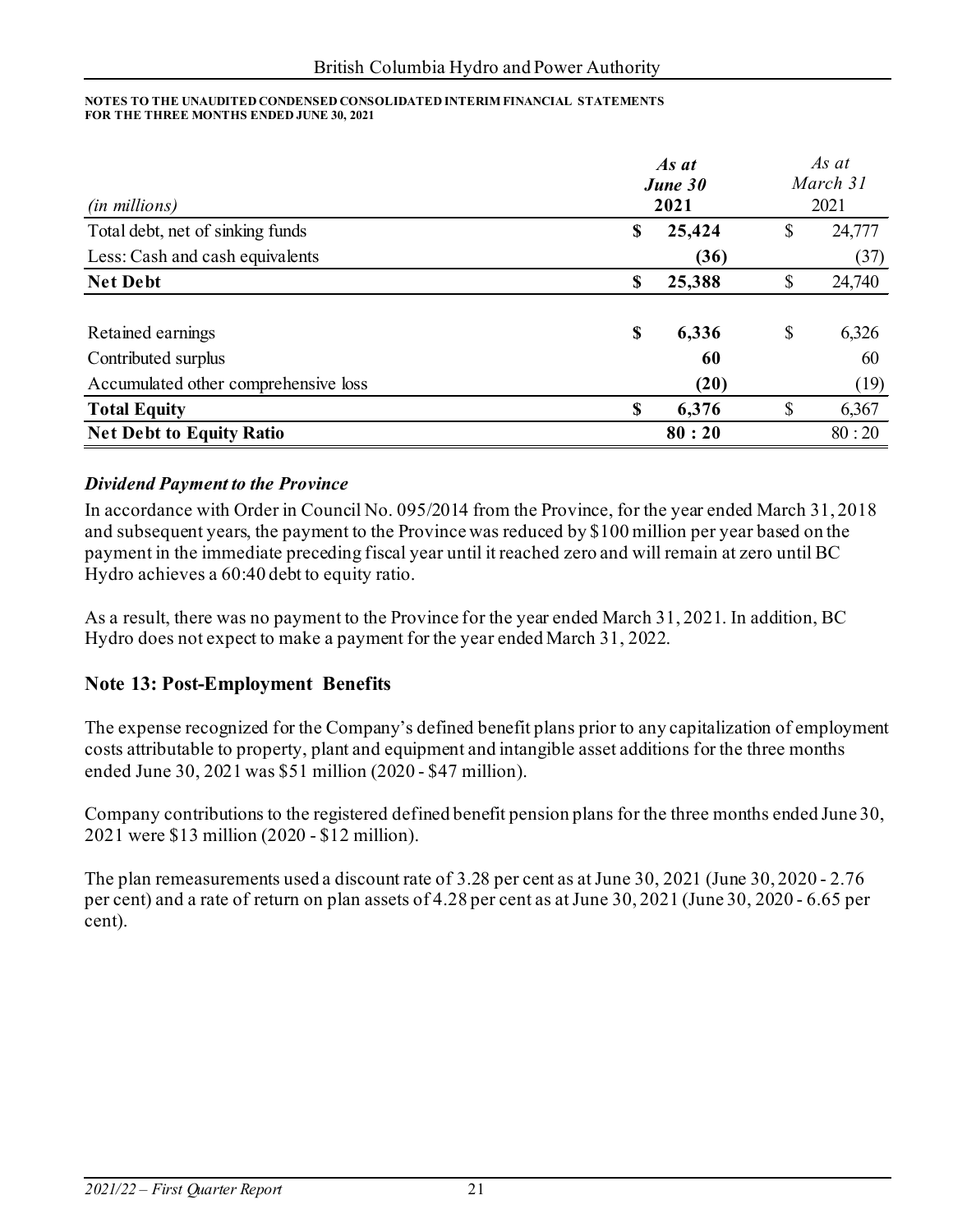**NOTES TO THE UNAUDITED CONDENSED CONSOLIDATED INTERIM FINANCIAL STATEMENTS**
**FOR THE THREE MONTHS ENDED JUNE 30, 2021**

| *(in millions)* | ***As at June 30 2021*** | *As at March 31* 2021 |
|---|---|---|
| Total debt, net of sinking funds | **$ 25,424** | $ 24,777 |
| Less: Cash and cash equivalents | **(36)** | (37) |
| **Net Debt** | **$ 25,388** | $ 24,740 |
| | | |
| Retained earnings | **$ 6,336** | $ 6,326 |
| Contributed surplus | **60** | 60 |
| Accumulated other comprehensive loss | **(20)** | (19) |
| **Total Equity** | **$ 6,376** | $ 6,367 |
| **Net Debt to Equity Ratio** | **80 : 20** | 80 : 20 |

***Dividend Payment to the Province***

In accordance with Order in Council No. 095/2014 from the Province, for the year ended March 31, 2018 and subsequent years, the payment to the Province was reduced by $100 million per year based on the payment in the immediate preceding fiscal year until it reached zero and will remain at zero until BC Hydro achieves a 60:40 debt to equity ratio.

As a result, there was no payment to the Province for the year ended March 31, 2021. In addition, BC Hydro does not expect to make a payment for the year ended March 31, 2022.

## Note 13: Post-Employment Benefits

The expense recognized for the Company's defined benefit plans prior to any capitalization of employment costs attributable to property, plant and equipment and intangible asset additions for the three months ended June 30, 2021 was $51 million (2020 - $47 million).

Company contributions to the registered defined benefit pension plans for the three months ended June 30, 2021 were $13 million (2020 - $12 million).

The plan remeasurements used a discount rate of 3.28 per cent as at June 30, 2021 (June 30, 2020 - 2.76 per cent) and a rate of return on plan assets of 4.28 per cent as at June 30, 2021 (June 30, 2020 - 6.65 per cent).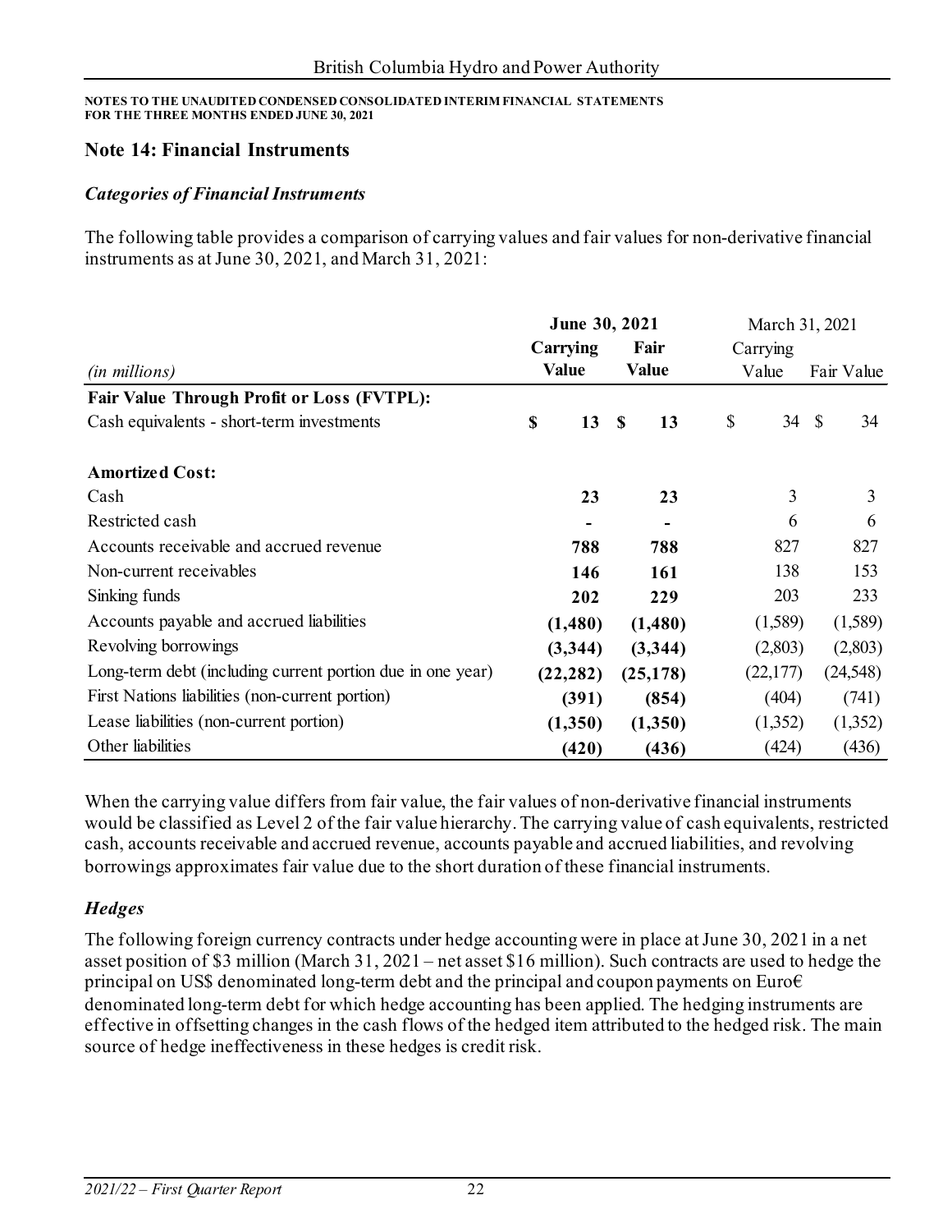**NOTES TO THE UNAUDITED CONDENSED CONSOLIDATED INTERIM FINANCIAL STATEMENTS**
**FOR THE THREE MONTHS ENDED JUNE 30, 2021**

## Note 14: Financial Instruments

### *Categories of Financial Instruments*

The following table provides a comparison of carrying values and fair values for non-derivative financial instruments as at June 30, 2021, and March 31, 2021:

| *(in millions)* | **June 30, 2021** Carrying Value | **June 30, 2021** Fair Value | March 31, 2021 Carrying Value | March 31, 2021 Fair Value |
|---|---|---|---|---|
| **Fair Value Through Profit or Loss (FVTPL):** | | | | |
| Cash equivalents - short-term investments | **$ 13** | **$ 13** | $ 34 | $ 34 |
| **Amortized Cost:** | | | | |
| Cash | **23** | **23** | 3 | 3 |
| Restricted cash | **-** | **-** | 6 | 6 |
| Accounts receivable and accrued revenue | **788** | **788** | 827 | 827 |
| Non-current receivables | **146** | **161** | 138 | 153 |
| Sinking funds | **202** | **229** | 203 | 233 |
| Accounts payable and accrued liabilities | **(1,480)** | **(1,480)** | (1,589) | (1,589) |
| Revolving borrowings | **(3,344)** | **(3,344)** | (2,803) | (2,803) |
| Long-term debt (including current portion due in one year) | **(22,282)** | **(25,178)** | (22,177) | (24,548) |
| First Nations liabilities (non-current portion) | **(391)** | **(854)** | (404) | (741) |
| Lease liabilities (non-current portion) | **(1,350)** | **(1,350)** | (1,352) | (1,352) |
| Other liabilities | **(420)** | **(436)** | (424) | (436) |

When the carrying value differs from fair value, the fair values of non-derivative financial instruments would be classified as Level 2 of the fair value hierarchy. The carrying value of cash equivalents, restricted cash, accounts receivable and accrued revenue, accounts payable and accrued liabilities, and revolving borrowings approximates fair value due to the short duration of these financial instruments.

### *Hedges*

The following foreign currency contracts under hedge accounting were in place at June 30, 2021 in a net asset position of $3 million (March 31, 2021 – net asset $16 million). Such contracts are used to hedge the principal on US$ denominated long-term debt and the principal and coupon payments on Euro€ denominated long-term debt for which hedge accounting has been applied. The hedging instruments are effective in offsetting changes in the cash flows of the hedged item attributed to the hedged risk. The main source of hedge ineffectiveness in these hedges is credit risk.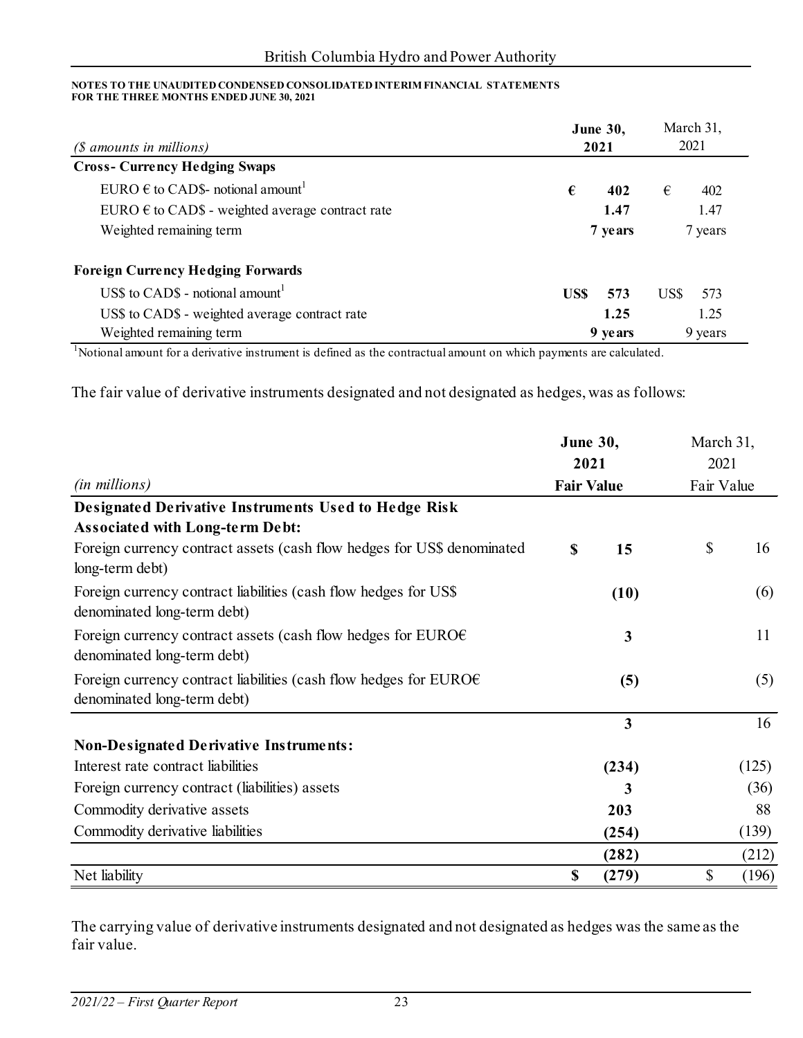**NOTES TO THE UNAUDITED CONDENSED CONSOLIDATED INTERIM FINANCIAL STATEMENTS**
**FOR THE THREE MONTHS ENDED JUNE 30, 2021**

| *($ amounts in millions)* | **June 30, 2021** | March 31, 2021 |
|---|---|---|
| **Cross- Currency Hedging Swaps** | | |
| EURO € to CAD$- notional amount[1] | **€ 402** | € 402 |
| EURO € to CAD$ - weighted average contract rate | **1.47** | 1.47 |
| Weighted remaining term | **7 years** | 7 years |
| **Foreign Currency Hedging Forwards** | | |
| US$ to CAD$ - notional amount[1] | **US$ 573** | US$ 573 |
| US$ to CAD$ - weighted average contract rate | **1.25** | 1.25 |
| Weighted remaining term | **9 years** | 9 years |

[1]Notional amount for a derivative instrument is defined as the contractual amount on which payments are calculated.

The fair value of derivative instruments designated and not designated as hedges, was as follows:

| *(in millions)* | **June 30, 2021 Fair Value** | March 31, 2021 Fair Value |
|---|---|---|
| **Designated Derivative Instruments Used to Hedge Risk Associated with Long-term Debt:** | | |
| Foreign currency contract assets (cash flow hedges for US$ denominated long-term debt) | **$ 15** | $ 16 |
| Foreign currency contract liabilities (cash flow hedges for US$ denominated long-term debt) | **(10)** | (6) |
| Foreign currency contract assets (cash flow hedges for EURO€ denominated long-term debt) | **3** | 11 |
| Foreign currency contract liabilities (cash flow hedges for EURO€ denominated long-term debt) | **(5)** | (5) |
| | **3** | 16 |
| **Non-Designated Derivative Instruments:** | | |
| Interest rate contract liabilities | **(234)** | (125) |
| Foreign currency contract (liabilities) assets | **3** | (36) |
| Commodity derivative assets | **203** | 88 |
| Commodity derivative liabilities | **(254)** | (139) |
| | **(282)** | (212) |
| Net liability | **$ (279)** | $ (196) |

The carrying value of derivative instruments designated and not designated as hedges was the same as the fair value.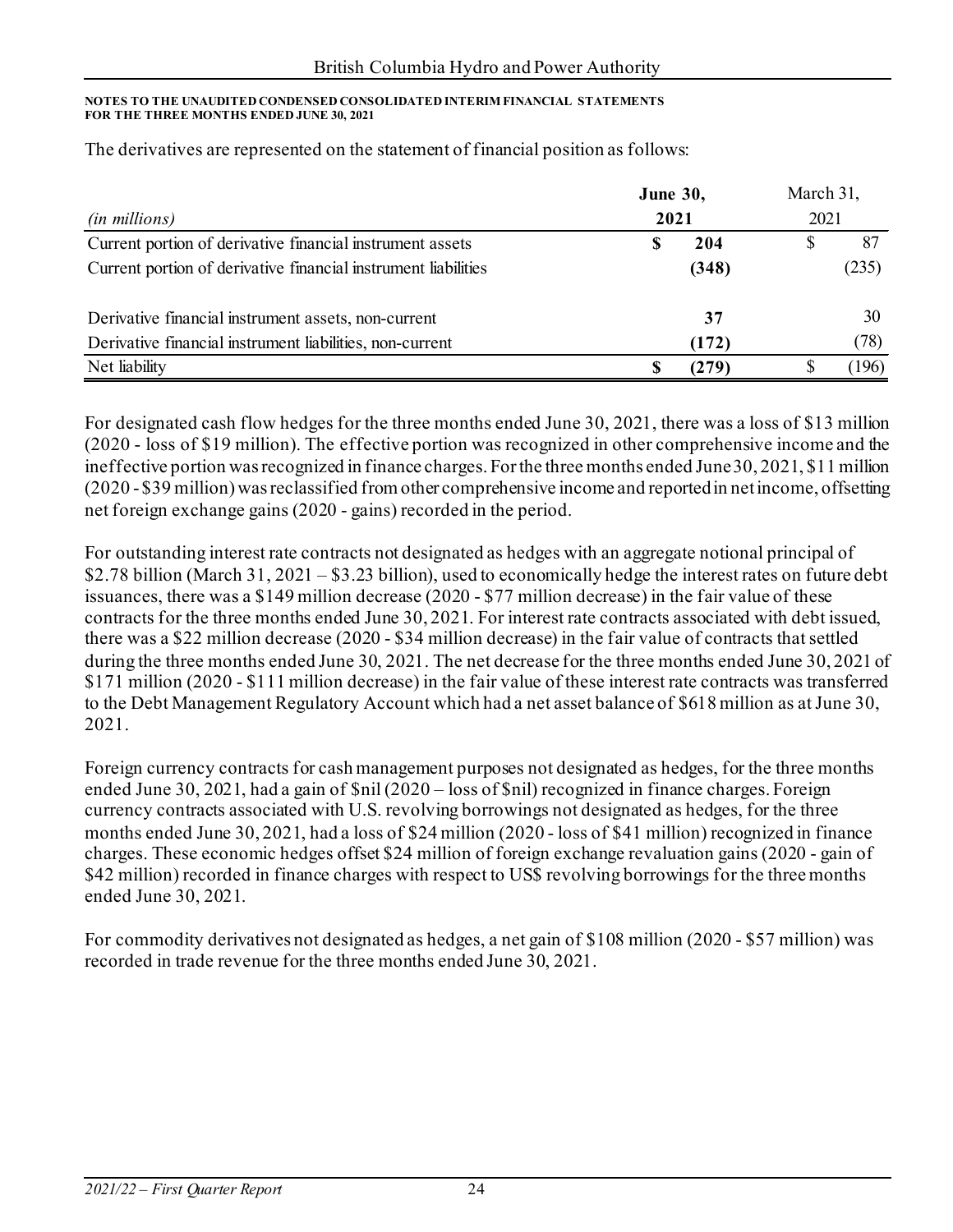The derivatives are represented on the statement of financial position as follows:

| *(in millions)* | **June 30, 2021** | March 31, 2021 |
|---|---|---|
| Current portion of derivative financial instrument assets | **$ 204** | $ 87 |
| Current portion of derivative financial instrument liabilities | **(348)** | (235) |
| Derivative financial instrument assets, non-current | **37** | 30 |
| Derivative financial instrument liabilities, non-current | **(172)** | (78) |
| Net liability | **$ (279)** | $ (196) |

For designated cash flow hedges for the three months ended June 30, 2021, there was a loss of $13 million (2020 - loss of $19 million). The effective portion was recognized in other comprehensive income and the ineffective portion was recognized in finance charges. For the three months ended June 30, 2021, $11 million (2020 - $39 million) was reclassified from other comprehensive income and reported in net income, offsetting net foreign exchange gains (2020 - gains) recorded in the period.

For outstanding interest rate contracts not designated as hedges with an aggregate notional principal of $2.78 billion (March 31, 2021 – $3.23 billion), used to economically hedge the interest rates on future debt issuances, there was a $149 million decrease (2020 - $77 million decrease) in the fair value of these contracts for the three months ended June 30, 2021. For interest rate contracts associated with debt issued, there was a $22 million decrease (2020 - $34 million decrease) in the fair value of contracts that settled during the three months ended June 30, 2021. The net decrease for the three months ended June 30, 2021 of $171 million (2020 - $111 million decrease) in the fair value of these interest rate contracts was transferred to the Debt Management Regulatory Account which had a net asset balance of $618 million as at June 30, 2021.

Foreign currency contracts for cash management purposes not designated as hedges, for the three months ended June 30, 2021, had a gain of $nil (2020 – loss of $nil) recognized in finance charges. Foreign currency contracts associated with U.S. revolving borrowings not designated as hedges, for the three months ended June 30, 2021, had a loss of $24 million (2020 - loss of $41 million) recognized in finance charges. These economic hedges offset $24 million of foreign exchange revaluation gains (2020 - gain of $42 million) recorded in finance charges with respect to US$ revolving borrowings for the three months ended June 30, 2021.

For commodity derivatives not designated as hedges, a net gain of $108 million (2020 - $57 million) was recorded in trade revenue for the three months ended June 30, 2021.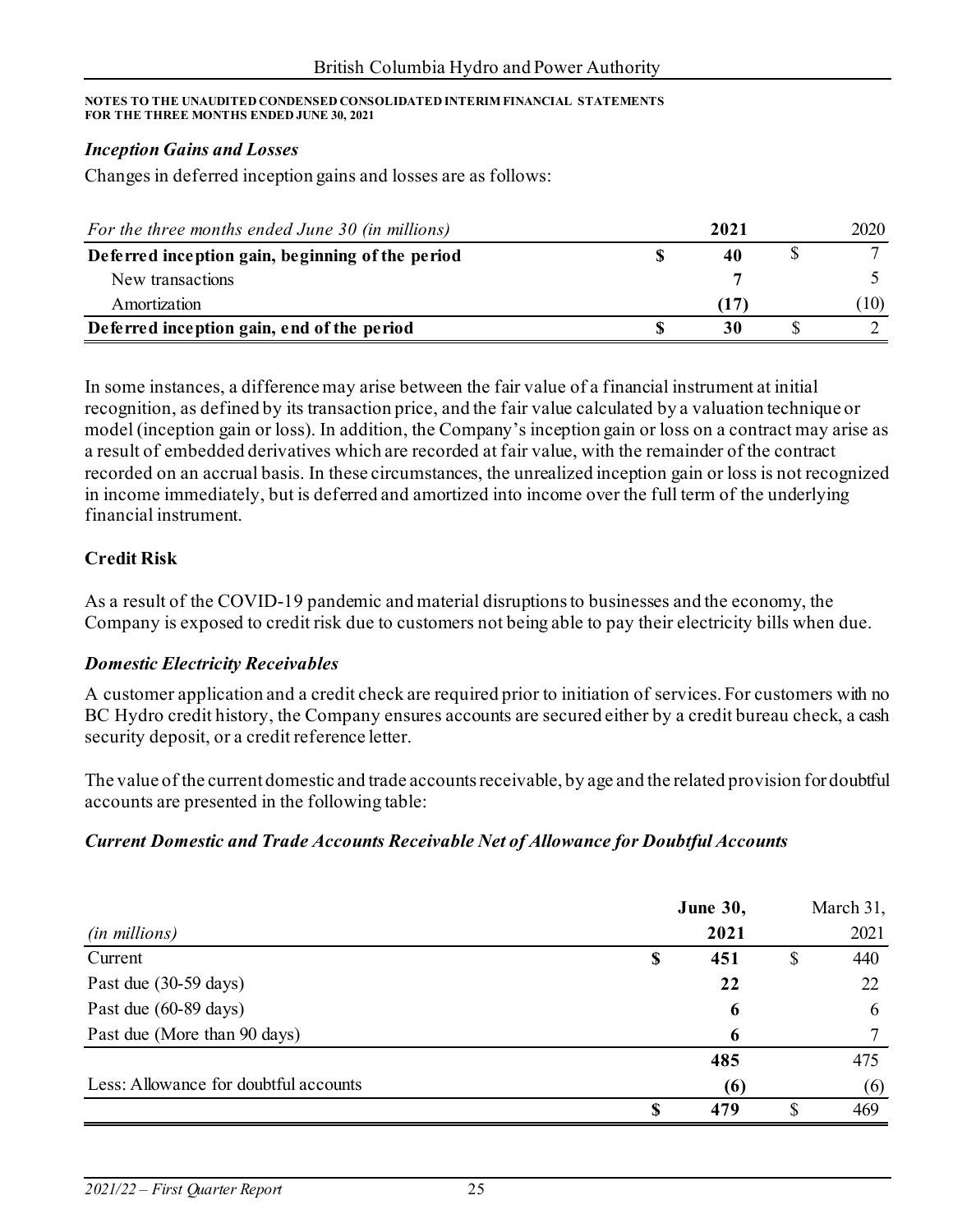NOTES TO THE UNAUDITED CONDENSED CONSOLIDATED INTERIM FINANCIAL STATEMENTS
FOR THE THREE MONTHS ENDED JUNE 30, 2021

### *Inception Gains and Losses*

Changes in deferred inception gains and losses are as follows:

| *For the three months ended June 30 (in millions)* | **2021** | 2020 |
|---|---|---|
| **Deferred inception gain, beginning of the period** | **$ 40** | $ 7 |
| New transactions | **7** | 5 |
| Amortization | **(17)** | (10) |
| **Deferred inception gain, end of the period** | **$ 30** | $ 2 |

In some instances, a difference may arise between the fair value of a financial instrument at initial recognition, as defined by its transaction price, and the fair value calculated by a valuation technique or model (inception gain or loss). In addition, the Company's inception gain or loss on a contract may arise as a result of embedded derivatives which are recorded at fair value, with the remainder of the contract recorded on an accrual basis. In these circumstances, the unrealized inception gain or loss is not recognized in income immediately, but is deferred and amortized into income over the full term of the underlying financial instrument.

## Credit Risk

As a result of the COVID-19 pandemic and material disruptions to businesses and the economy, the Company is exposed to credit risk due to customers not being able to pay their electricity bills when due.

### *Domestic Electricity Receivables*

A customer application and a credit check are required prior to initiation of services. For customers with no BC Hydro credit history, the Company ensures accounts are secured either by a credit bureau check, a cash security deposit, or a credit reference letter.

The value of the current domestic and trade accounts receivable, by age and the related provision for doubtful accounts are presented in the following table:

### *Current Domestic and Trade Accounts Receivable Net of Allowance for Doubtful Accounts*

| *(in millions)* | **June 30, 2021** | March 31, 2021 |
|---|---|---|
| Current | **$ 451** | $ 440 |
| Past due (30-59 days) | **22** | 22 |
| Past due (60-89 days) | **6** | 6 |
| Past due (More than 90 days) | **6** | 7 |
| | **485** | 475 |
| Less: Allowance for doubtful accounts | **(6)** | (6) |
| | **$ 479** | $ 469 |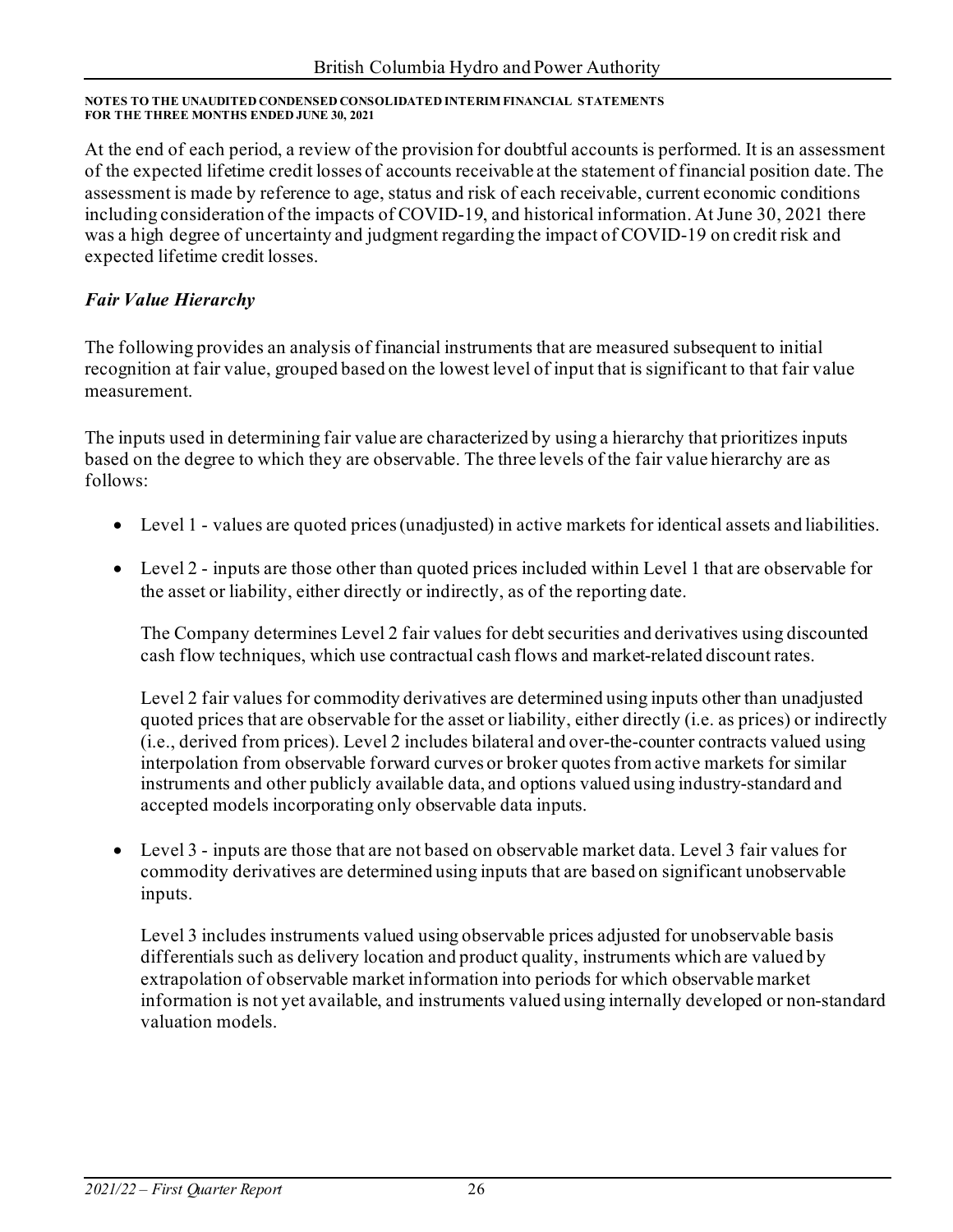At the end of each period, a review of the provision for doubtful accounts is performed. It is an assessment of the expected lifetime credit losses of accounts receivable at the statement of financial position date. The assessment is made by reference to age, status and risk of each receivable, current economic conditions including consideration of the impacts of COVID-19, and historical information. At June 30, 2021 there was a high degree of uncertainty and judgment regarding the impact of COVID-19 on credit risk and expected lifetime credit losses.

### *Fair Value Hierarchy*

The following provides an analysis of financial instruments that are measured subsequent to initial recognition at fair value, grouped based on the lowest level of input that is significant to that fair value measurement.

The inputs used in determining fair value are characterized by using a hierarchy that prioritizes inputs based on the degree to which they are observable. The three levels of the fair value hierarchy are as follows:

- Level 1 - values are quoted prices (unadjusted) in active markets for identical assets and liabilities.

- Level 2 - inputs are those other than quoted prices included within Level 1 that are observable for the asset or liability, either directly or indirectly, as of the reporting date.

  The Company determines Level 2 fair values for debt securities and derivatives using discounted cash flow techniques, which use contractual cash flows and market-related discount rates.

  Level 2 fair values for commodity derivatives are determined using inputs other than unadjusted quoted prices that are observable for the asset or liability, either directly (i.e. as prices) or indirectly (i.e., derived from prices). Level 2 includes bilateral and over-the-counter contracts valued using interpolation from observable forward curves or broker quotes from active markets for similar instruments and other publicly available data, and options valued using industry-standard and accepted models incorporating only observable data inputs.

- Level 3 - inputs are those that are not based on observable market data. Level 3 fair values for commodity derivatives are determined using inputs that are based on significant unobservable inputs.

  Level 3 includes instruments valued using observable prices adjusted for unobservable basis differentials such as delivery location and product quality, instruments which are valued by extrapolation of observable market information into periods for which observable market information is not yet available, and instruments valued using internally developed or non-standard valuation models.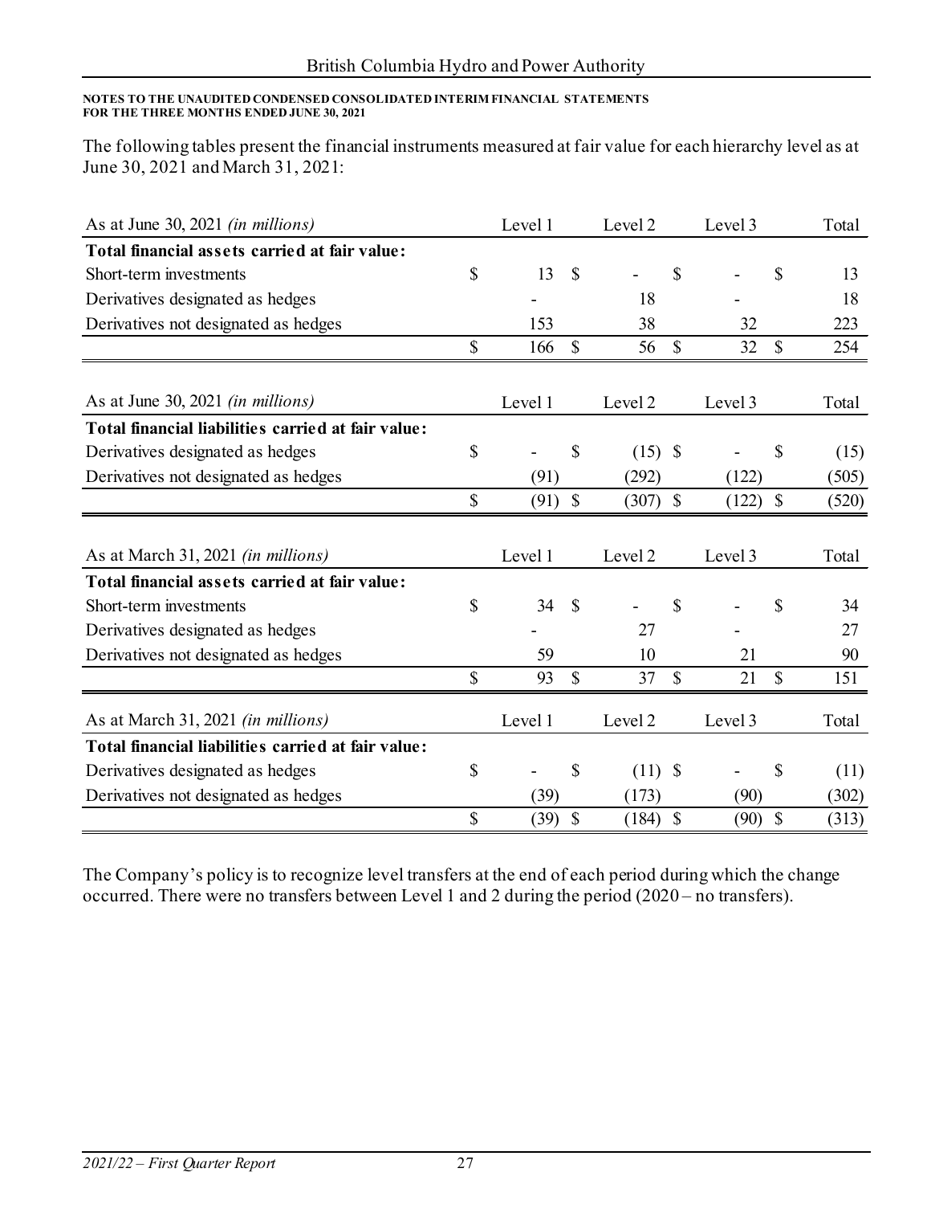NOTES TO THE UNAUDITED CONDENSED CONSOLIDATED INTERIM FINANCIAL STATEMENTS
FOR THE THREE MONTHS ENDED JUNE 30, 2021

The following tables present the financial instruments measured at fair value for each hierarchy level as at June 30, 2021 and March 31, 2021:

| As at June 30, 2021 *(in millions)* | Level 1 | Level 2 | Level 3 | Total |
|---|---|---|---|---|
| **Total financial assets carried at fair value:** | | | | |
| Short-term investments | $ 13 | $ - | $ - | $ 13 |
| Derivatives designated as hedges | - | 18 | - | 18 |
| Derivatives not designated as hedges | 153 | 38 | 32 | 223 |
| | $ 166 | $ 56 | $ 32 | $ 254 |

| As at June 30, 2021 *(in millions)* | Level 1 | Level 2 | Level 3 | Total |
|---|---|---|---|---|
| **Total financial liabilities carried at fair value:** | | | | |
| Derivatives designated as hedges | $ - | $ (15) | $ - | $ (15) |
| Derivatives not designated as hedges | (91) | (292) | (122) | (505) |
| | $ (91) | $ (307) | $ (122) | $ (520) |

| As at March 31, 2021 *(in millions)* | Level 1 | Level 2 | Level 3 | Total |
|---|---|---|---|---|
| **Total financial assets carried at fair value:** | | | | |
| Short-term investments | $ 34 | $ - | $ - | $ 34 |
| Derivatives designated as hedges | - | 27 | - | 27 |
| Derivatives not designated as hedges | 59 | 10 | 21 | 90 |
| | $ 93 | $ 37 | $ 21 | $ 151 |

| As at March 31, 2021 *(in millions)* | Level 1 | Level 2 | Level 3 | Total |
|---|---|---|---|---|
| **Total financial liabilities carried at fair value:** | | | | |
| Derivatives designated as hedges | $ - | $ (11) | $ - | $ (11) |
| Derivatives not designated as hedges | (39) | (173) | (90) | (302) |
| | $ (39) | $ (184) | $ (90) | $ (313) |

The Company's policy is to recognize level transfers at the end of each period during which the change occurred. There were no transfers between Level 1 and 2 during the period (2020 – no transfers).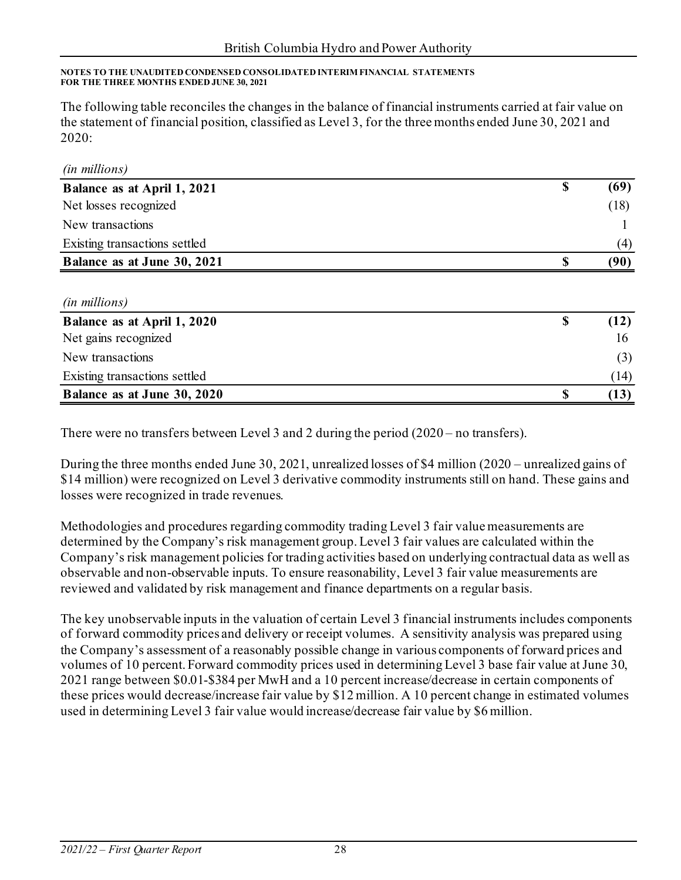**NOTES TO THE UNAUDITED CONDENSED CONSOLIDATED INTERIM FINANCIAL STATEMENTS FOR THE THREE MONTHS ENDED JUNE 30, 2021**

The following table reconciles the changes in the balance of financial instruments carried at fair value on the statement of financial position, classified as Level 3, for the three months ended June 30, 2021 and 2020:

*(in millions)*

| | | |
|---|---|---|
| **Balance as at April 1, 2021** | **$** | **(69)** |
| Net losses recognized | | (18) |
| New transactions | | 1 |
| Existing transactions settled | | (4) |
| **Balance as at June 30, 2021** | **$** | **(90)** |

*(in millions)*

| | | |
|---|---|---|
| **Balance as at April 1, 2020** | **$** | **(12)** |
| Net gains recognized | | 16 |
| New transactions | | (3) |
| Existing transactions settled | | (14) |
| **Balance as at June 30, 2020** | **$** | **(13)** |

There were no transfers between Level 3 and 2 during the period (2020 – no transfers).

During the three months ended June 30, 2021, unrealized losses of $4 million (2020 – unrealized gains of $14 million) were recognized on Level 3 derivative commodity instruments still on hand. These gains and losses were recognized in trade revenues.

Methodologies and procedures regarding commodity trading Level 3 fair value measurements are determined by the Company's risk management group. Level 3 fair values are calculated within the Company's risk management policies for trading activities based on underlying contractual data as well as observable and non-observable inputs. To ensure reasonability, Level 3 fair value measurements are reviewed and validated by risk management and finance departments on a regular basis.

The key unobservable inputs in the valuation of certain Level 3 financial instruments includes components of forward commodity prices and delivery or receipt volumes. A sensitivity analysis was prepared using the Company's assessment of a reasonably possible change in various components of forward prices and volumes of 10 percent. Forward commodity prices used in determining Level 3 base fair value at June 30, 2021 range between $0.01-$384 per MwH and a 10 percent increase/decrease in certain components of these prices would decrease/increase fair value by $12 million. A 10 percent change in estimated volumes used in determining Level 3 fair value would increase/decrease fair value by $6 million.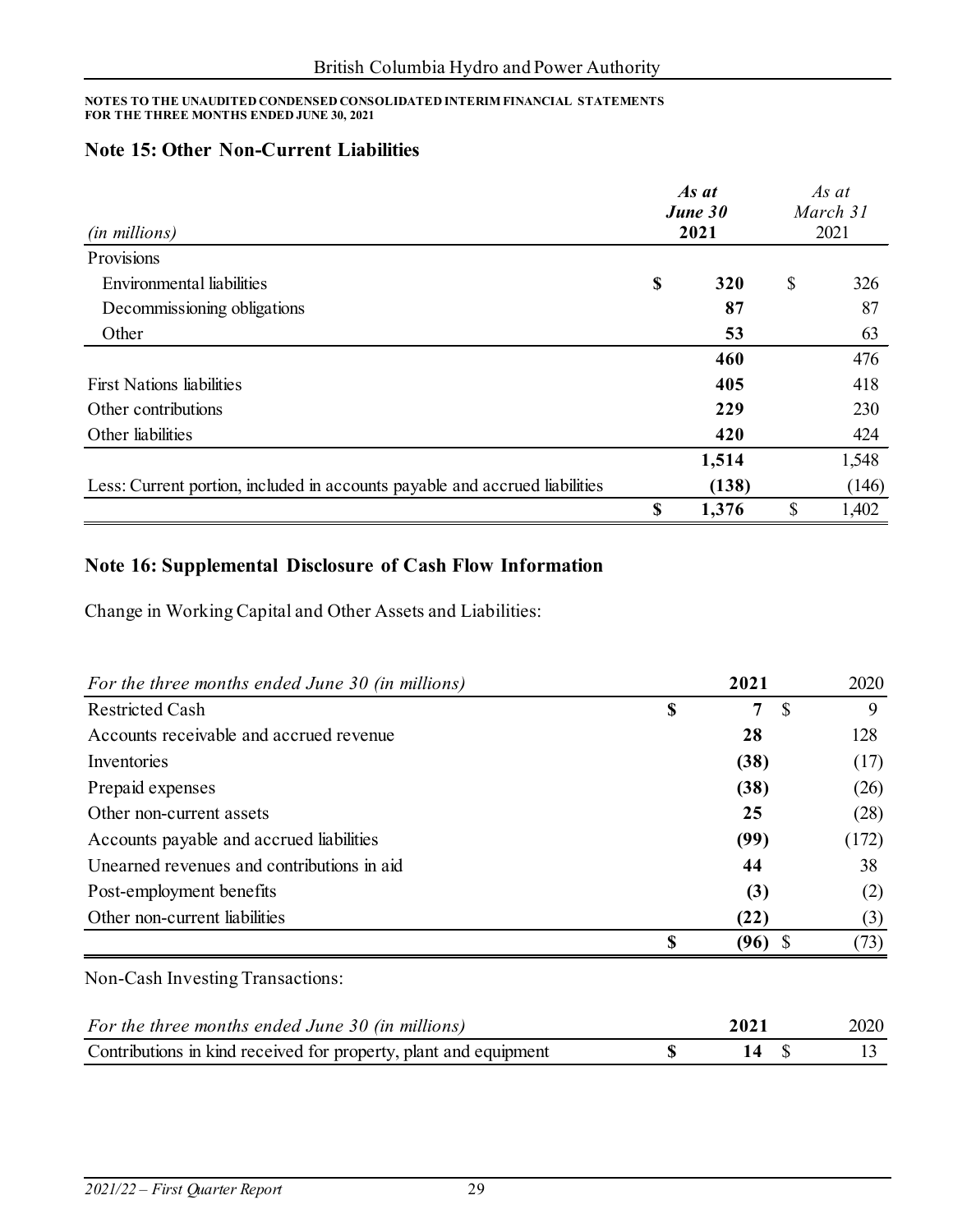British Columbia Hydro and Power Authority

**NOTES TO THE UNAUDITED CONDENSED CONSOLIDATED INTERIM FINANCIAL STATEMENTS FOR THE THREE MONTHS ENDED JUNE 30, 2021**

## Note 15: Other Non-Current Liabilities

| *(in millions)* | ***As at June 30* 2021** | *As at March 31* 2021 |
|---|---|---|
| Provisions | | |
| Environmental liabilities | **$ 320** | $ 326 |
| Decommissioning obligations | **87** | 87 |
| Other | **53** | 63 |
| | **460** | 476 |
| First Nations liabilities | **405** | 418 |
| Other contributions | **229** | 230 |
| Other liabilities | **420** | 424 |
| | **1,514** | 1,548 |
| Less: Current portion, included in accounts payable and accrued liabilities | **(138)** | (146) |
| | **$ 1,376** | $ 1,402 |

## Note 16: Supplemental Disclosure of Cash Flow Information

Change in Working Capital and Other Assets and Liabilities:

| *For the three months ended June 30 (in millions)* | **2021** | 2020 |
|---|---|---|
| Restricted Cash | **$ 7** | $ 9 |
| Accounts receivable and accrued revenue | **28** | 128 |
| Inventories | **(38)** | (17) |
| Prepaid expenses | **(38)** | (26) |
| Other non-current assets | **25** | (28) |
| Accounts payable and accrued liabilities | **(99)** | (172) |
| Unearned revenues and contributions in aid | **44** | 38 |
| Post-employment benefits | **(3)** | (2) |
| Other non-current liabilities | **(22)** | (3) |
| | **$ (96)** | $ (73) |

Non-Cash Investing Transactions:

| *For the three months ended June 30 (in millions)* | **2021** | 2020 |
|---|---|---|
| Contributions in kind received for property, plant and equipment | **$ 14** | $ 13 |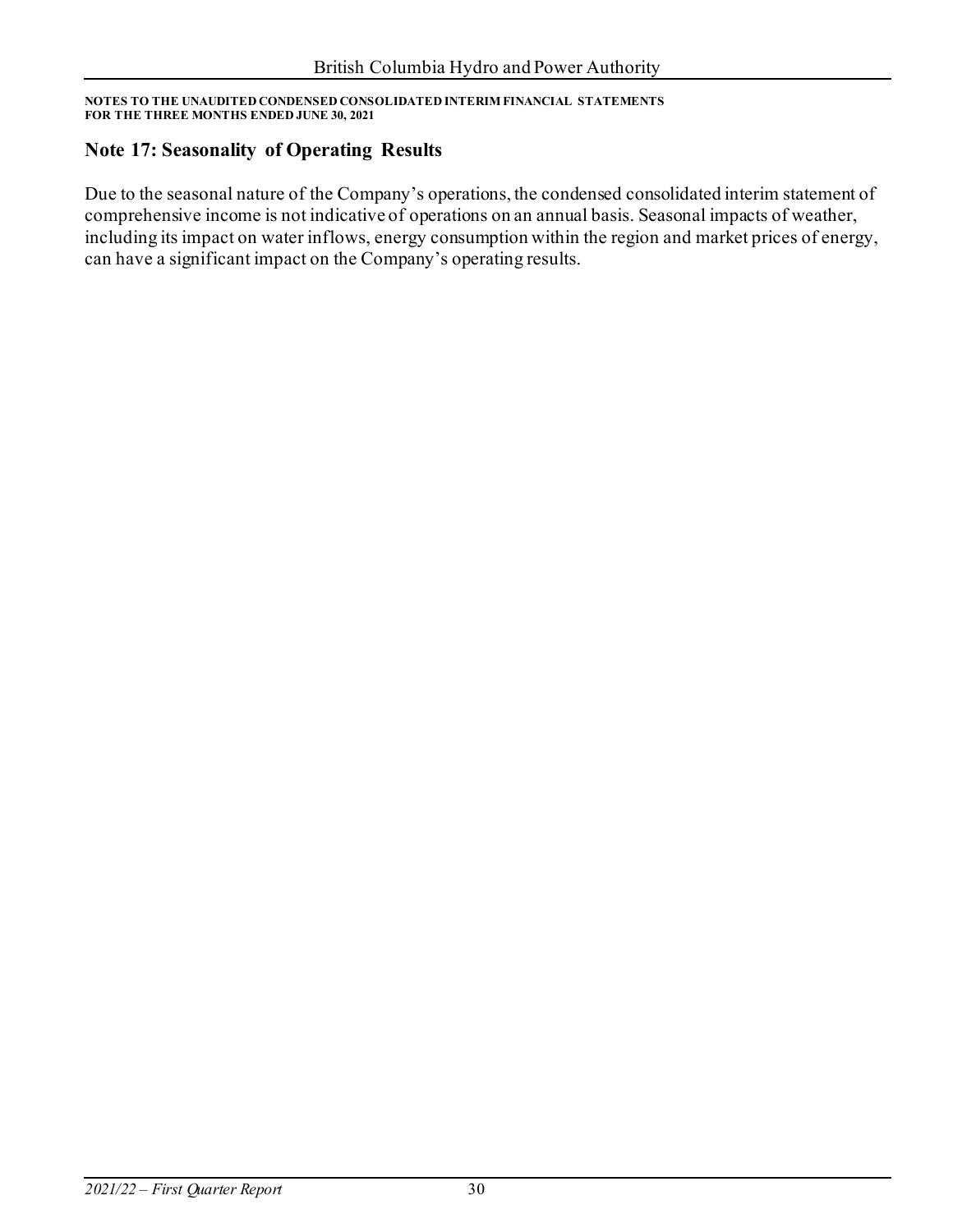## Note 17: Seasonality of Operating Results

Due to the seasonal nature of the Company's operations, the condensed consolidated interim statement of comprehensive income is not indicative of operations on an annual basis. Seasonal impacts of weather, including its impact on water inflows, energy consumption within the region and market prices of energy, can have a significant impact on the Company's operating results.